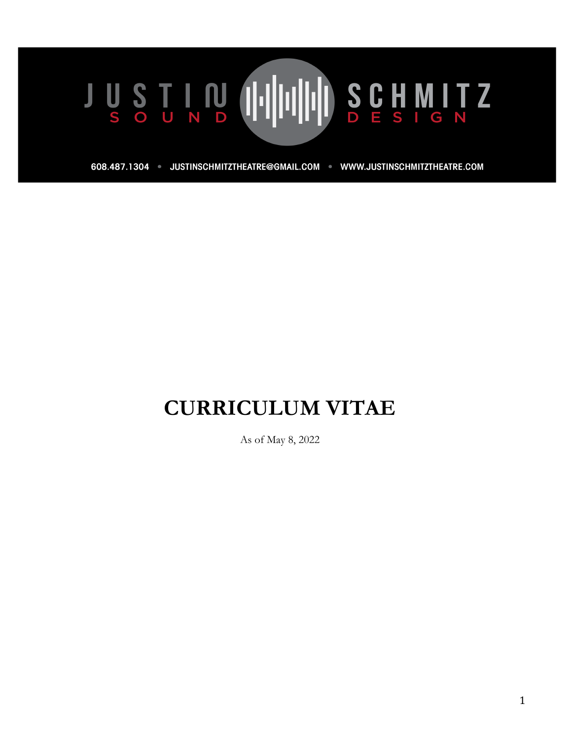JUSTIN SCHMITZ
SOUND DESIGN

608.487.1304 • JUSTINSCHMITZTHEATRE@GMAIL.COM • WWW.JUSTINSCHMITZTHEATRE.COM

# CURRICULUM VITAE

As of May 8, 2022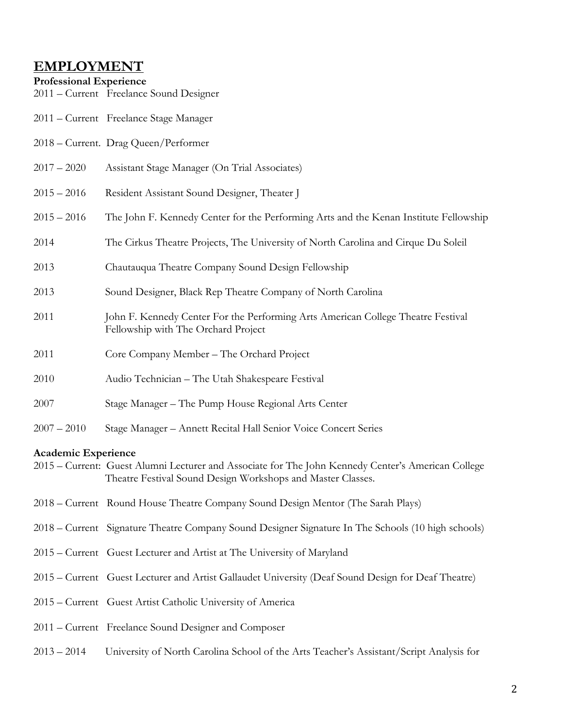# EMPLOYMENT

**Professional Experience**

2011 – Current Freelance Sound Designer

2011 – Current Freelance Stage Manager

2018 – Current. Drag Queen/Performer

2017 – 2020 Assistant Stage Manager (On Trial Associates)

2015 – 2016 Resident Assistant Sound Designer, Theater J

2015 – 2016 The John F. Kennedy Center for the Performing Arts and the Kenan Institute Fellowship

2014 The Cirkus Theatre Projects, The University of North Carolina and Cirque Du Soleil

2013 Chautauqua Theatre Company Sound Design Fellowship

2013 Sound Designer, Black Rep Theatre Company of North Carolina

2011 John F. Kennedy Center For the Performing Arts American College Theatre Festival Fellowship with The Orchard Project

2011 Core Company Member – The Orchard Project

2010 Audio Technician – The Utah Shakespeare Festival

2007 Stage Manager – The Pump House Regional Arts Center

2007 – 2010 Stage Manager – Annett Recital Hall Senior Voice Concert Series

**Academic Experience**

2015 – Current: Guest Alumni Lecturer and Associate for The John Kennedy Center's American College Theatre Festival Sound Design Workshops and Master Classes.

2018 – Current Round House Theatre Company Sound Design Mentor (The Sarah Plays)

2018 – Current Signature Theatre Company Sound Designer Signature In The Schools (10 high schools)

2015 – Current Guest Lecturer and Artist at The University of Maryland

2015 – Current Guest Lecturer and Artist Gallaudet University (Deaf Sound Design for Deaf Theatre)

2015 – Current Guest Artist Catholic University of America

2011 – Current Freelance Sound Designer and Composer

2013 – 2014 University of North Carolina School of the Arts Teacher's Assistant/Script Analysis for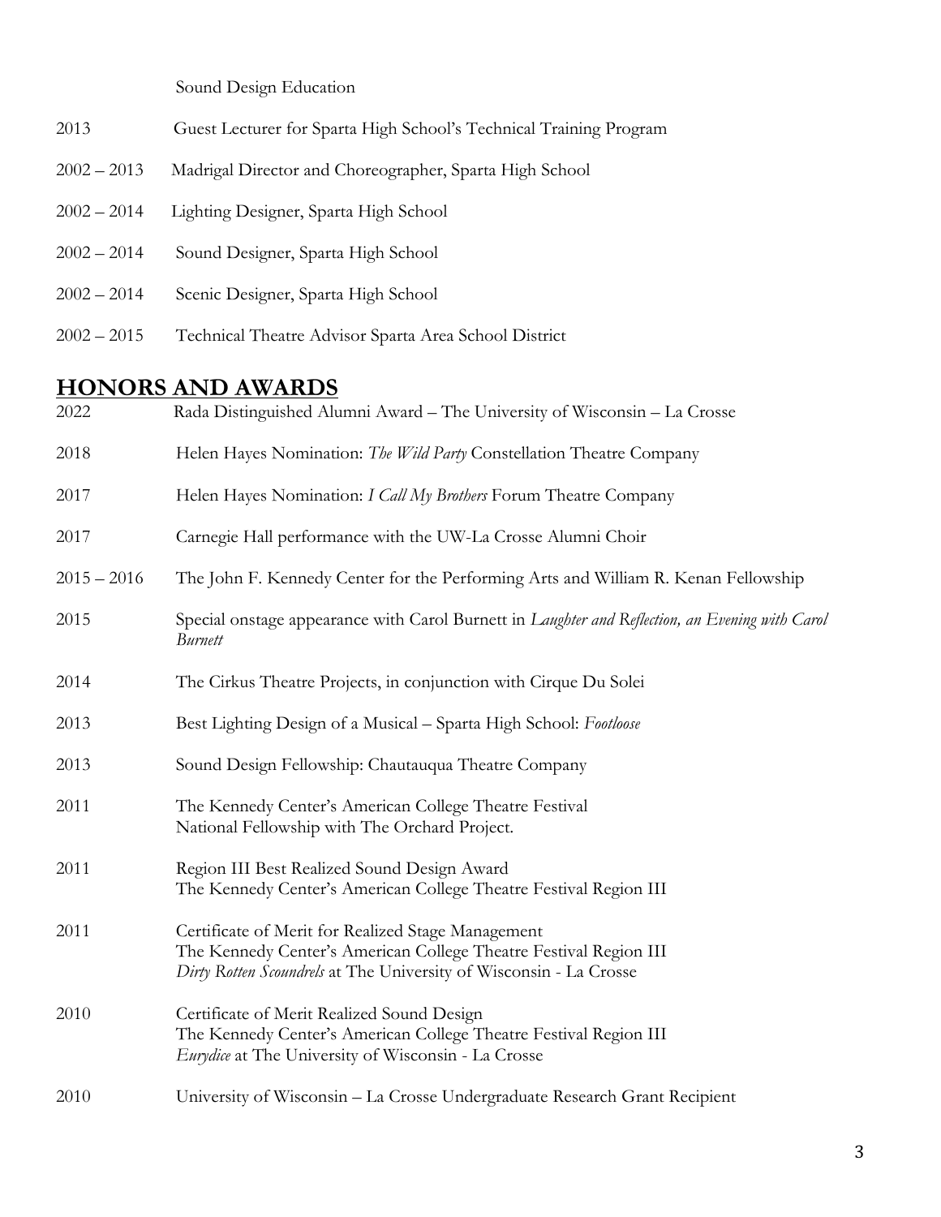Sound Design Education

2013 Guest Lecturer for Sparta High School's Technical Training Program

2002 – 2013 Madrigal Director and Choreographer, Sparta High School

2002 – 2014 Lighting Designer, Sparta High School

2002 – 2014 Sound Designer, Sparta High School

2002 – 2014 Scenic Designer, Sparta High School

2002 – 2015 Technical Theatre Advisor Sparta Area School District

## HONORS AND AWARDS

2022 Rada Distinguished Alumni Award – The University of Wisconsin – La Crosse

2018 Helen Hayes Nomination: *The Wild Party* Constellation Theatre Company

2017 Helen Hayes Nomination: *I Call My Brothers* Forum Theatre Company

2017 Carnegie Hall performance with the UW-La Crosse Alumni Choir

2015 – 2016 The John F. Kennedy Center for the Performing Arts and William R. Kenan Fellowship

2015 Special onstage appearance with Carol Burnett in *Laughter and Reflection, an Evening with Carol Burnett*

2014 The Cirkus Theatre Projects, in conjunction with Cirque Du Solei

2013 Best Lighting Design of a Musical – Sparta High School: *Footloose*

2013 Sound Design Fellowship: Chautauqua Theatre Company

2011 The Kennedy Center's American College Theatre Festival
National Fellowship with The Orchard Project.

2011 Region III Best Realized Sound Design Award
The Kennedy Center's American College Theatre Festival Region III

2011 Certificate of Merit for Realized Stage Management
The Kennedy Center's American College Theatre Festival Region III
*Dirty Rotten Scoundrels* at The University of Wisconsin - La Crosse

2010 Certificate of Merit Realized Sound Design
The Kennedy Center's American College Theatre Festival Region III
*Eurydice* at The University of Wisconsin - La Crosse

2010 University of Wisconsin – La Crosse Undergraduate Research Grant Recipient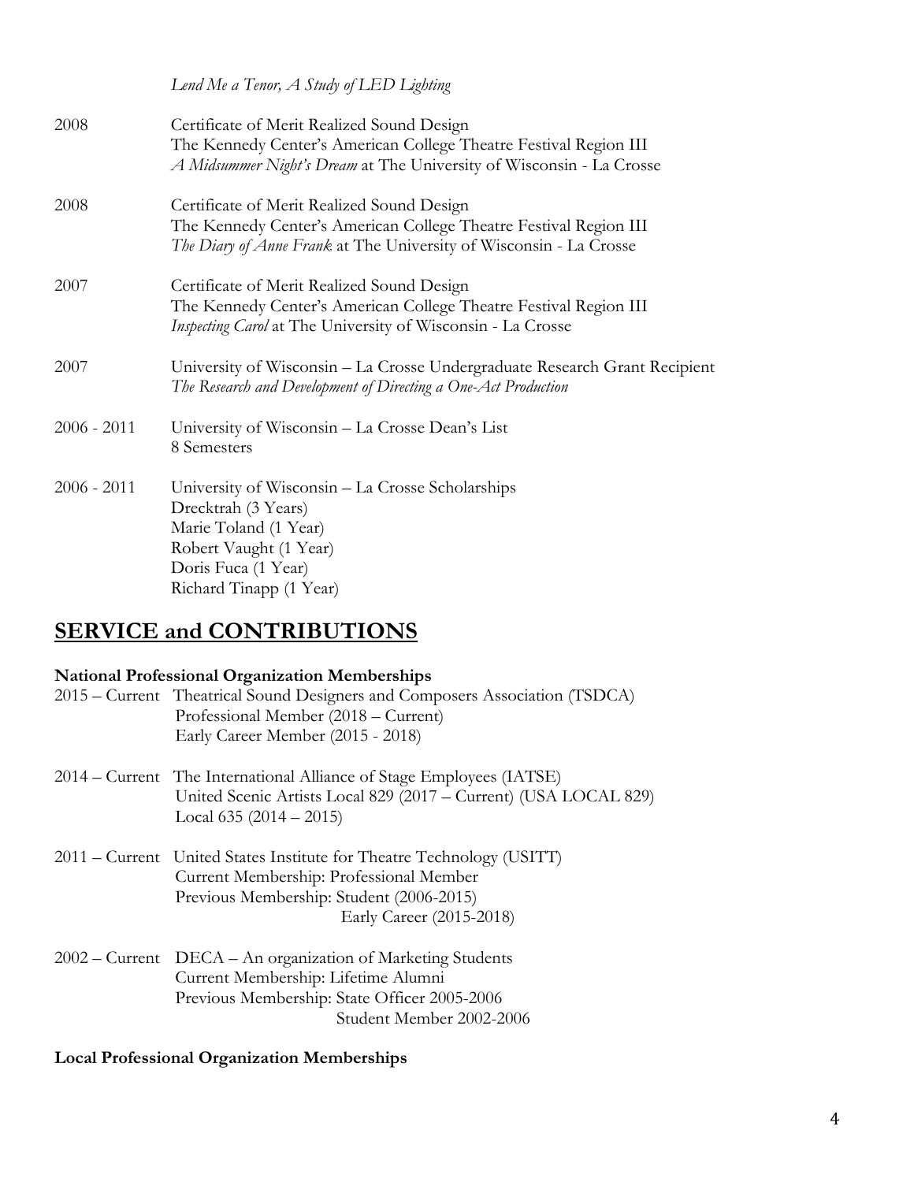*Lend Me a Tenor, A Study of LED Lighting*

2008 Certificate of Merit Realized Sound Design
The Kennedy Center's American College Theatre Festival Region III
*A Midsummer Night's Dream* at The University of Wisconsin - La Crosse

2008 Certificate of Merit Realized Sound Design
The Kennedy Center's American College Theatre Festival Region III
*The Diary of Anne Frank* at The University of Wisconsin - La Crosse

2007 Certificate of Merit Realized Sound Design
The Kennedy Center's American College Theatre Festival Region III
*Inspecting Carol* at The University of Wisconsin - La Crosse

2007 University of Wisconsin – La Crosse Undergraduate Research Grant Recipient
*The Research and Development of Directing a One-Act Production*

2006 - 2011 University of Wisconsin – La Crosse Dean's List
8 Semesters

2006 - 2011 University of Wisconsin – La Crosse Scholarships
Drecktrah (3 Years)
Marie Toland (1 Year)
Robert Vaught (1 Year)
Doris Fuca (1 Year)
Richard Tinapp (1 Year)

## SERVICE and CONTRIBUTIONS

**National Professional Organization Memberships**

2015 – Current Theatrical Sound Designers and Composers Association (TSDCA)
Professional Member (2018 – Current)
Early Career Member (2015 - 2018)

2014 – Current The International Alliance of Stage Employees (IATSE)
United Scenic Artists Local 829 (2017 – Current) (USA LOCAL 829)
Local 635 (2014 – 2015)

2011 – Current United States Institute for Theatre Technology (USITT)
Current Membership: Professional Member
Previous Membership: Student (2006-2015)
Early Career (2015-2018)

2002 – Current DECA – An organization of Marketing Students
Current Membership: Lifetime Alumni
Previous Membership: State Officer 2005-2006
Student Member 2002-2006

**Local Professional Organization Memberships**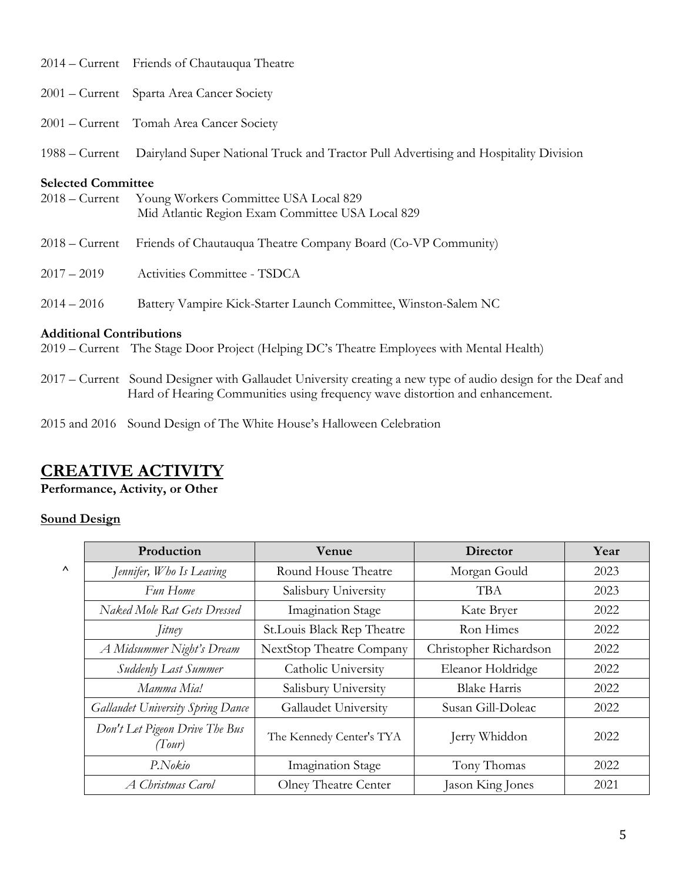2014 – Current Friends of Chautauqua Theatre

2001 – Current Sparta Area Cancer Society

2001 – Current Tomah Area Cancer Society

1988 – Current Dairyland Super National Truck and Tractor Pull Advertising and Hospitality Division

**Selected Committee**

2018 – Current Young Workers Committee USA Local 829
Mid Atlantic Region Exam Committee USA Local 829

2018 – Current Friends of Chautauqua Theatre Company Board (Co-VP Community)

2017 – 2019 Activities Committee - TSDCA

2014 – 2016 Battery Vampire Kick-Starter Launch Committee, Winston-Salem NC

**Additional Contributions**

2019 – Current The Stage Door Project (Helping DC's Theatre Employees with Mental Health)

2017 – Current Sound Designer with Gallaudet University creating a new type of audio design for the Deaf and Hard of Hearing Communities using frequency wave distortion and enhancement.

2015 and 2016 Sound Design of The White House's Halloween Celebration

# CREATIVE ACTIVITY

**Performance, Activity, or Other**

## Sound Design

| | Production | Venue | Director | Year |
|---|---|---|---|---|
| ^ | *Jennifer, Who Is Leaving* | Round House Theatre | Morgan Gould | 2023 |
| | *Fun Home* | Salisbury University | TBA | 2023 |
| | *Naked Mole Rat Gets Dressed* | Imagination Stage | Kate Bryer | 2022 |
| | *Jitney* | St.Louis Black Rep Theatre | Ron Himes | 2022 |
| | *A Midsummer Night's Dream* | NextStop Theatre Company | Christopher Richardson | 2022 |
| | *Suddenly Last Summer* | Catholic University | Eleanor Holdridge | 2022 |
| | *Mamma Mia!* | Salisbury University | Blake Harris | 2022 |
| | *Gallaudet University Spring Dance* | Gallaudet University | Susan Gill-Doleac | 2022 |
| | *Don't Let Pigeon Drive The Bus (Tour)* | The Kennedy Center's TYA | Jerry Whiddon | 2022 |
| | *P.Nokio* | Imagination Stage | Tony Thomas | 2022 |
| | *A Christmas Carol* | Olney Theatre Center | Jason King Jones | 2021 |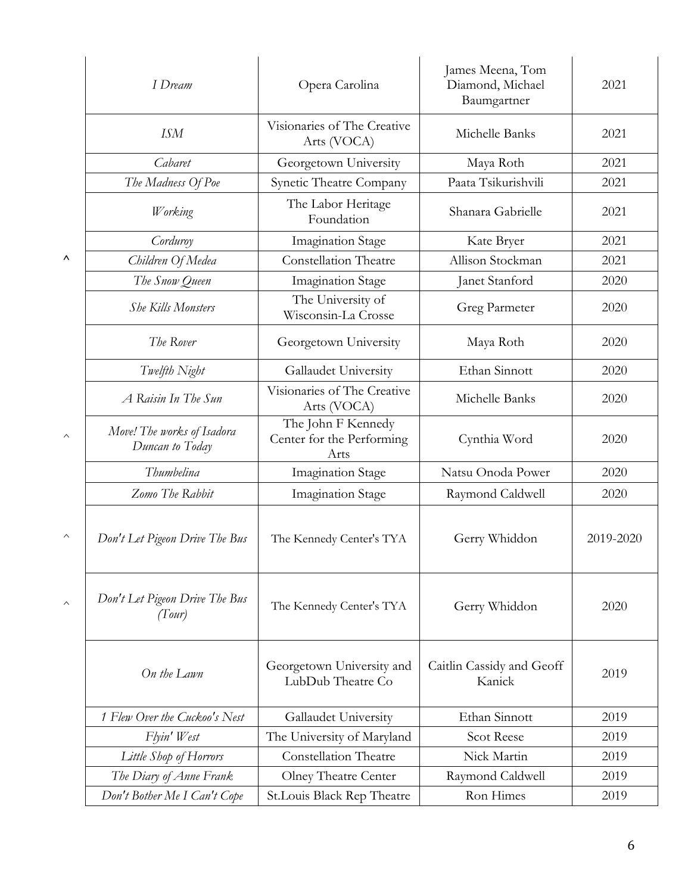| | | | | |
|---|---|---|---|---|
| | *I Dream* | Opera Carolina | James Meena, Tom Diamond, Michael Baumgartner | 2021 |
| | *ISM* | Visionaries of The Creative Arts (VOCA) | Michelle Banks | 2021 |
| | *Cabaret* | Georgetown University | Maya Roth | 2021 |
| | *The Madness Of Poe* | Synetic Theatre Company | Paata Tsikurishvili | 2021 |
| | *Working* | The Labor Heritage Foundation | Shanara Gabrielle | 2021 |
| | *Corduroy* | Imagination Stage | Kate Bryer | 2021 |
| ^ | *Children Of Medea* | Constellation Theatre | Allison Stockman | 2021 |
| | *The Snow Queen* | Imagination Stage | Janet Stanford | 2020 |
| | *She Kills Monsters* | The University of Wisconsin-La Crosse | Greg Parmeter | 2020 |
| | *The Rover* | Georgetown University | Maya Roth | 2020 |
| | *Twelfth Night* | Gallaudet University | Ethan Sinnott | 2020 |
| | *A Raisin In The Sun* | Visionaries of The Creative Arts (VOCA) | Michelle Banks | 2020 |
| ^ | *Move! The works of Isadora Duncan to Today* | The John F Kennedy Center for the Performing Arts | Cynthia Word | 2020 |
| | *Thumbelina* | Imagination Stage | Natsu Onoda Power | 2020 |
| | *Zomo The Rabbit* | Imagination Stage | Raymond Caldwell | 2020 |
| ^ | *Don't Let Pigeon Drive The Bus* | The Kennedy Center's TYA | Gerry Whiddon | 2019-2020 |
| ^ | *Don't Let Pigeon Drive The Bus (Tour)* | The Kennedy Center's TYA | Gerry Whiddon | 2020 |
| | *On the Lawn* | Georgetown University and LubDub Theatre Co | Caitlin Cassidy and Geoff Kanick | 2019 |
| | *1 Flew Over the Cuckoo's Nest* | Gallaudet University | Ethan Sinnott | 2019 |
| | *Flyin' West* | The University of Maryland | Scot Reese | 2019 |
| | *Little Shop of Horrors* | Constellation Theatre | Nick Martin | 2019 |
| | *The Diary of Anne Frank* | Olney Theatre Center | Raymond Caldwell | 2019 |
| | *Don't Bother Me I Can't Cope* | St.Louis Black Rep Theatre | Ron Himes | 2019 |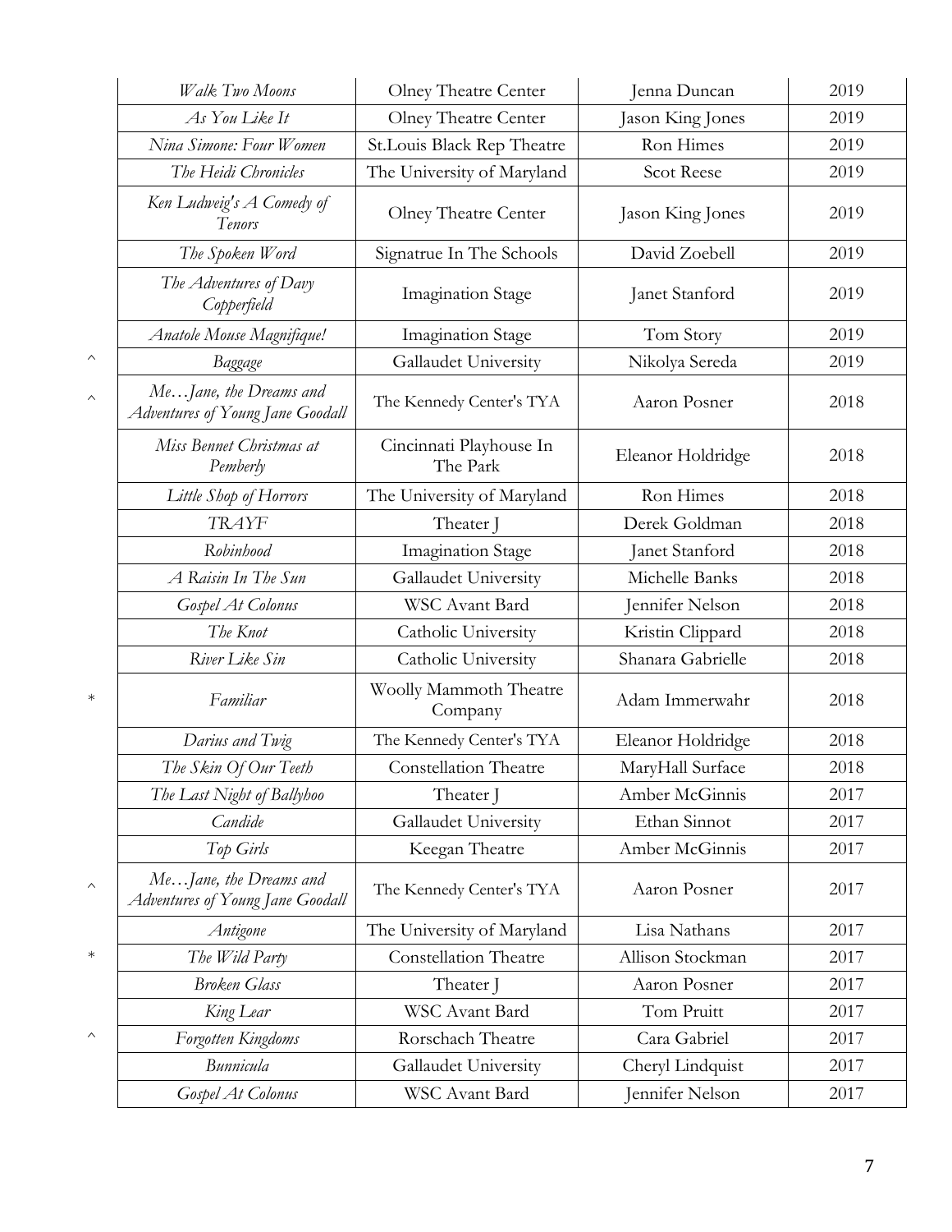| | | | | |
|---|---|---|---|---|
| | *Walk Two Moons* | Olney Theatre Center | Jenna Duncan | 2019 |
| | *As You Like It* | Olney Theatre Center | Jason King Jones | 2019 |
| | *Nina Simone: Four Women* | St.Louis Black Rep Theatre | Ron Himes | 2019 |
| | *The Heidi Chronicles* | The University of Maryland | Scot Reese | 2019 |
| | *Ken Ludweig's A Comedy of Tenors* | Olney Theatre Center | Jason King Jones | 2019 |
| | *The Spoken Word* | Signatrue In The Schools | David Zoebell | 2019 |
| | *The Adventures of Davy Copperfield* | Imagination Stage | Janet Stanford | 2019 |
| | *Anatole Mouse Magnifique!* | Imagination Stage | Tom Story | 2019 |
| ^ | *Baggage* | Gallaudet University | Nikolya Sereda | 2019 |
| ^ | *Me…Jane, the Dreams and Adventures of Young Jane Goodall* | The Kennedy Center's TYA | Aaron Posner | 2018 |
| | *Miss Bennet Christmas at Pemberly* | Cincinnati Playhouse In The Park | Eleanor Holdridge | 2018 |
| | *Little Shop of Horrors* | The University of Maryland | Ron Himes | 2018 |
| | *TRAYF* | Theater J | Derek Goldman | 2018 |
| | *Robinhood* | Imagination Stage | Janet Stanford | 2018 |
| | *A Raisin In The Sun* | Gallaudet University | Michelle Banks | 2018 |
| | *Gospel At Colonus* | WSC Avant Bard | Jennifer Nelson | 2018 |
| | *The Knot* | Catholic University | Kristin Clippard | 2018 |
| | *River Like Sin* | Catholic University | Shanara Gabrielle | 2018 |
| * | *Familiar* | Woolly Mammoth Theatre Company | Adam Immerwahr | 2018 |
| | *Darius and Twig* | The Kennedy Center's TYA | Eleanor Holdridge | 2018 |
| | *The Skin Of Our Teeth* | Constellation Theatre | MaryHall Surface | 2018 |
| | *The Last Night of Ballyhoo* | Theater J | Amber McGinnis | 2017 |
| | *Candide* | Gallaudet University | Ethan Sinnot | 2017 |
| | *Top Girls* | Keegan Theatre | Amber McGinnis | 2017 |
| ^ | *Me…Jane, the Dreams and Adventures of Young Jane Goodall* | The Kennedy Center's TYA | Aaron Posner | 2017 |
| | *Antigone* | The University of Maryland | Lisa Nathans | 2017 |
| * | *The Wild Party* | Constellation Theatre | Allison Stockman | 2017 |
| | *Broken Glass* | Theater J | Aaron Posner | 2017 |
| | *King Lear* | WSC Avant Bard | Tom Pruitt | 2017 |
| ^ | *Forgotten Kingdoms* | Rorschach Theatre | Cara Gabriel | 2017 |
| | *Bunnicula* | Gallaudet University | Cheryl Lindquist | 2017 |
| | *Gospel At Colonus* | WSC Avant Bard | Jennifer Nelson | 2017 |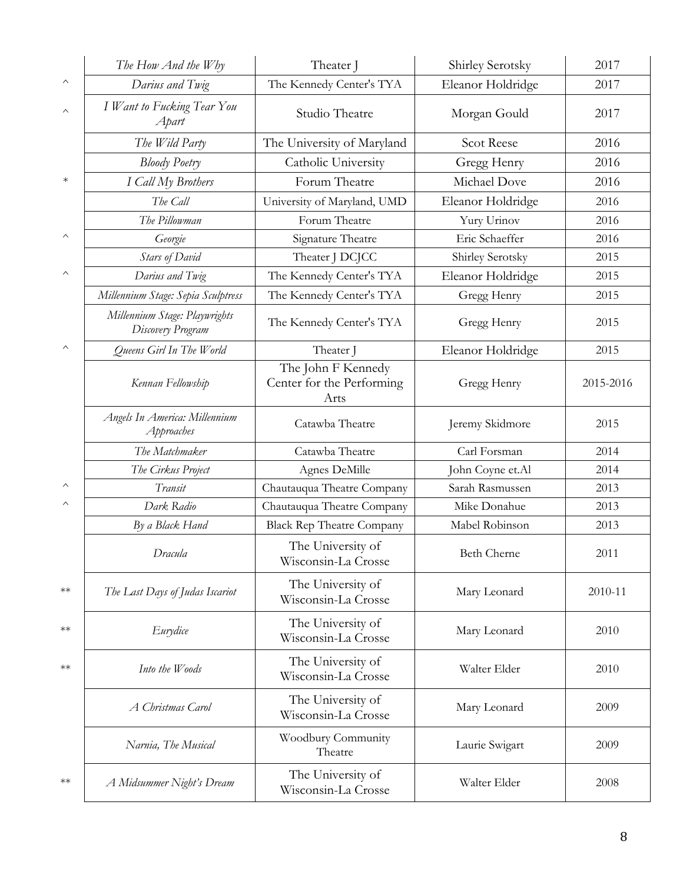| | | | | |
|---|---|---|---|---|
| | *The How And the Why* | Theater J | Shirley Serotsky | 2017 |
| ^ | *Darius and Twig* | The Kennedy Center's TYA | Eleanor Holdridge | 2017 |
| ^ | *I Want to Fucking Tear You Apart* | Studio Theatre | Morgan Gould | 2017 |
| | *The Wild Party* | The University of Maryland | Scot Reese | 2016 |
| | *Bloody Poetry* | Catholic University | Gregg Henry | 2016 |
| * | *I Call My Brothers* | Forum Theatre | Michael Dove | 2016 |
| | *The Call* | University of Maryland, UMD | Eleanor Holdridge | 2016 |
| | *The Pillowman* | Forum Theatre | Yury Urinov | 2016 |
| ^ | *Georgie* | Signature Theatre | Eric Schaeffer | 2016 |
| | *Stars of David* | Theater J DCJCC | Shirley Serotsky | 2015 |
| ^ | *Darius and Twig* | The Kennedy Center's TYA | Eleanor Holdridge | 2015 |
| | *Millennium Stage: Sepia Sculptress* | The Kennedy Center's TYA | Gregg Henry | 2015 |
| | *Millennium Stage: Playwrights Discovery Program* | The Kennedy Center's TYA | Gregg Henry | 2015 |
| ^ | *Queens Girl In The World* | Theater J | Eleanor Holdridge | 2015 |
| | *Kennan Fellowship* | The John F Kennedy Center for the Performing Arts | Gregg Henry | 2015-2016 |
| | *Angels In America: Millennium Approaches* | Catawba Theatre | Jeremy Skidmore | 2015 |
| | *The Matchmaker* | Catawba Theatre | Carl Forsman | 2014 |
| | *The Cirkus Project* | Agnes DeMille | John Coyne et.Al | 2014 |
| ^ | *Transit* | Chautauqua Theatre Company | Sarah Rasmussen | 2013 |
| ^ | *Dark Radio* | Chautauqua Theatre Company | Mike Donahue | 2013 |
| | *By a Black Hand* | Black Rep Theatre Company | Mabel Robinson | 2013 |
| | *Dracula* | The University of Wisconsin-La Crosse | Beth Cherne | 2011 |
| ** | *The Last Days of Judas Iscariot* | The University of Wisconsin-La Crosse | Mary Leonard | 2010-11 |
| ** | *Eurydice* | The University of Wisconsin-La Crosse | Mary Leonard | 2010 |
| ** | *Into the Woods* | The University of Wisconsin-La Crosse | Walter Elder | 2010 |
| | *A Christmas Carol* | The University of Wisconsin-La Crosse | Mary Leonard | 2009 |
| | *Narnia, The Musical* | Woodbury Community Theatre | Laurie Swigart | 2009 |
| ** | *A Midsummer Night's Dream* | The University of Wisconsin-La Crosse | Walter Elder | 2008 |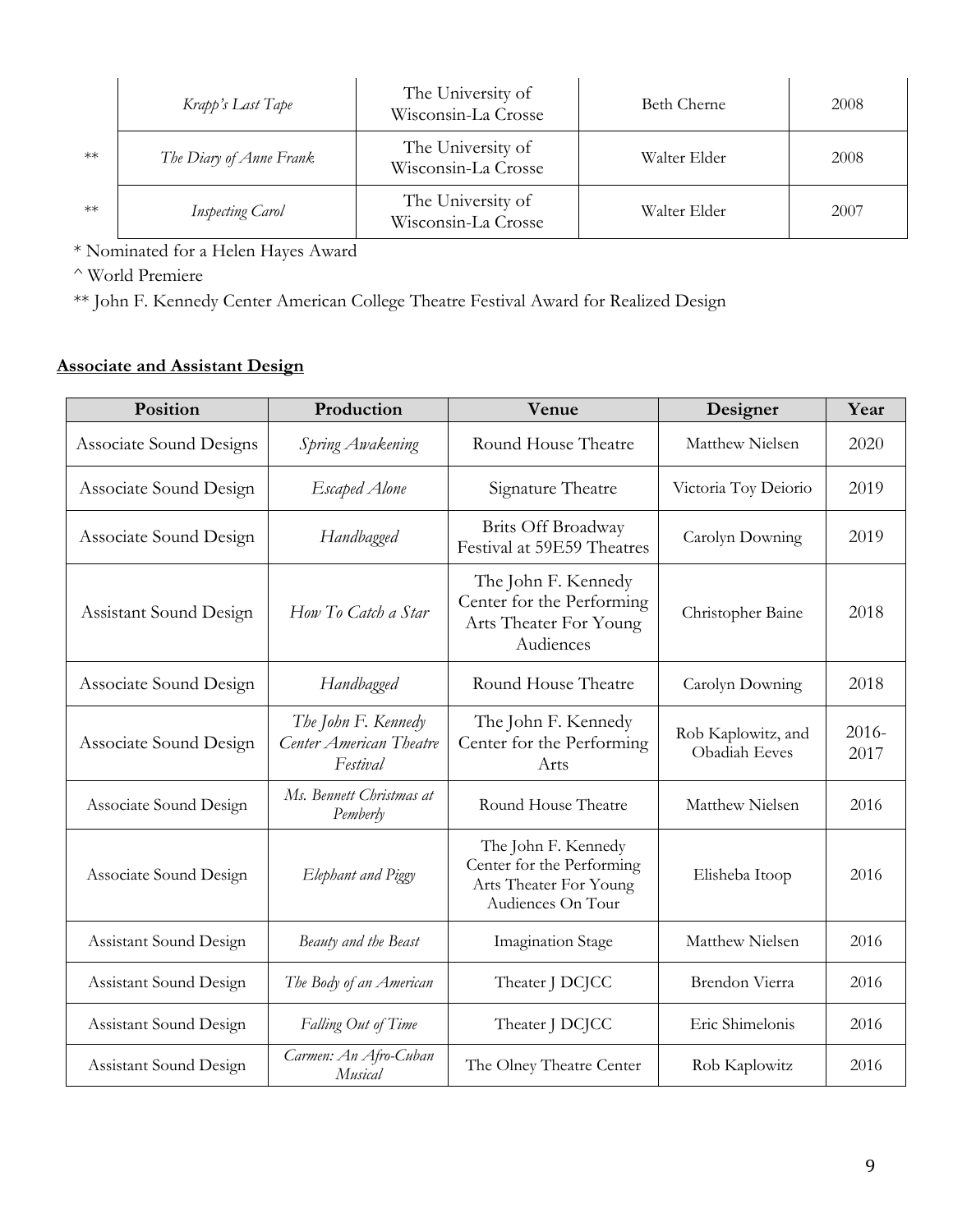| | | | | |
|---|---|---|---|---|
| | *Krapp's Last Tape* | The University of Wisconsin-La Crosse | Beth Cherne | 2008 |
| ** | *The Diary of Anne Frank* | The University of Wisconsin-La Crosse | Walter Elder | 2008 |
| ** | *Inspecting Carol* | The University of Wisconsin-La Crosse | Walter Elder | 2007 |

* Nominated for a Helen Hayes Award

^ World Premiere

** John F. Kennedy Center American College Theatre Festival Award for Realized Design

## Associate and Assistant Design

| Position | Production | Venue | Designer | Year |
|---|---|---|---|---|
| Associate Sound Designs | *Spring Awakening* | Round House Theatre | Matthew Nielsen | 2020 |
| Associate Sound Design | *Escaped Alone* | Signature Theatre | Victoria Toy Deiorio | 2019 |
| Associate Sound Design | *Handbagged* | Brits Off Broadway Festival at 59E59 Theatres | Carolyn Downing | 2019 |
| Assistant Sound Design | *How To Catch a Star* | The John F. Kennedy Center for the Performing Arts Theater For Young Audiences | Christopher Baine | 2018 |
| Associate Sound Design | *Handbagged* | Round House Theatre | Carolyn Downing | 2018 |
| Associate Sound Design | *The John F. Kennedy Center American Theatre Festival* | The John F. Kennedy Center for the Performing Arts | Rob Kaplowitz, and Obadiah Eeves | 2016-2017 |
| Associate Sound Design | *Ms. Bennett Christmas at Pemberly* | Round House Theatre | Matthew Nielsen | 2016 |
| Associate Sound Design | *Elephant and Piggy* | The John F. Kennedy Center for the Performing Arts Theater For Young Audiences On Tour | Elisheba Itoop | 2016 |
| Assistant Sound Design | *Beauty and the Beast* | Imagination Stage | Matthew Nielsen | 2016 |
| Assistant Sound Design | *The Body of an American* | Theater J DCJCC | Brendon Vierra | 2016 |
| Assistant Sound Design | *Falling Out of Time* | Theater J DCJCC | Eric Shimelonis | 2016 |
| Assistant Sound Design | *Carmen: An Afro-Cuban Musical* | The Olney Theatre Center | Rob Kaplowitz | 2016 |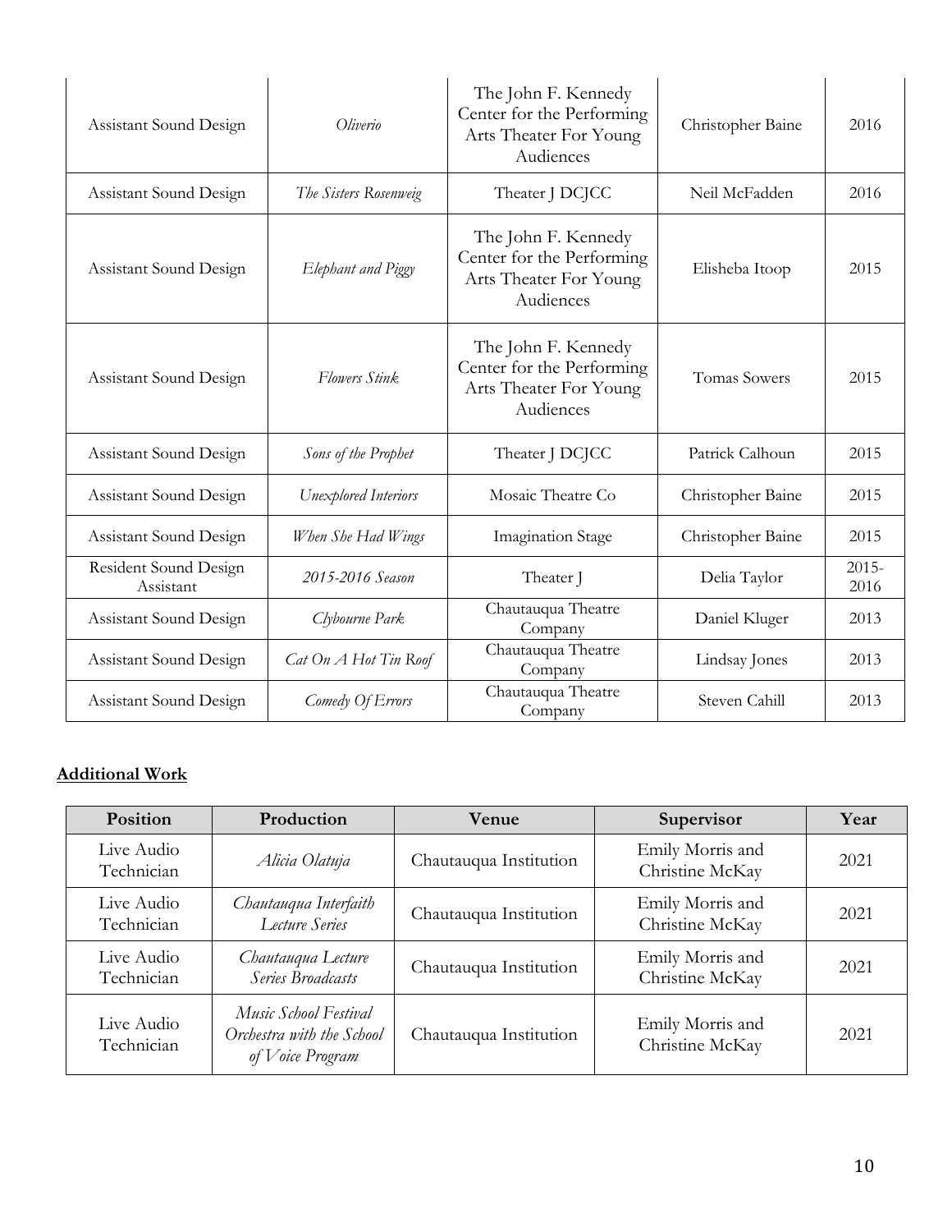| | | | | |
|---|---|---|---|---|
| Assistant Sound Design | *Oliverio* | The John F. Kennedy Center for the Performing Arts Theater For Young Audiences | Christopher Baine | 2016 |
| Assistant Sound Design | *The Sisters Rosenweig* | Theater J DCJCC | Neil McFadden | 2016 |
| Assistant Sound Design | *Elephant and Piggy* | The John F. Kennedy Center for the Performing Arts Theater For Young Audiences | Elisheba Itoop | 2015 |
| Assistant Sound Design | *Flowers Stink* | The John F. Kennedy Center for the Performing Arts Theater For Young Audiences | Tomas Sowers | 2015 |
| Assistant Sound Design | *Sons of the Prophet* | Theater J DCJCC | Patrick Calhoun | 2015 |
| Assistant Sound Design | *Unexplored Interiors* | Mosaic Theatre Co | Christopher Baine | 2015 |
| Assistant Sound Design | *When She Had Wings* | Imagination Stage | Christopher Baine | 2015 |
| Resident Sound Design Assistant | *2015-2016 Season* | Theater J | Delia Taylor | 2015-2016 |
| Assistant Sound Design | *Clybourne Park* | Chautauqua Theatre Company | Daniel Kluger | 2013 |
| Assistant Sound Design | *Cat On A Hot Tin Roof* | Chautauqua Theatre Company | Lindsay Jones | 2013 |
| Assistant Sound Design | *Comedy Of Errors* | Chautauqua Theatre Company | Steven Cahill | 2013 |

## **Additional Work**

| Position | Production | Venue | Supervisor | Year |
|---|---|---|---|---|
| Live Audio Technician | *Alicia Olatuja* | Chautauqua Institution | Emily Morris and Christine McKay | 2021 |
| Live Audio Technician | *Chautauqua Interfaith Lecture Series* | Chautauqua Institution | Emily Morris and Christine McKay | 2021 |
| Live Audio Technician | *Chautauqua Lecture Series Broadcasts* | Chautauqua Institution | Emily Morris and Christine McKay | 2021 |
| Live Audio Technician | *Music School Festival Orchestra with the School of Voice Program* | Chautauqua Institution | Emily Morris and Christine McKay | 2021 |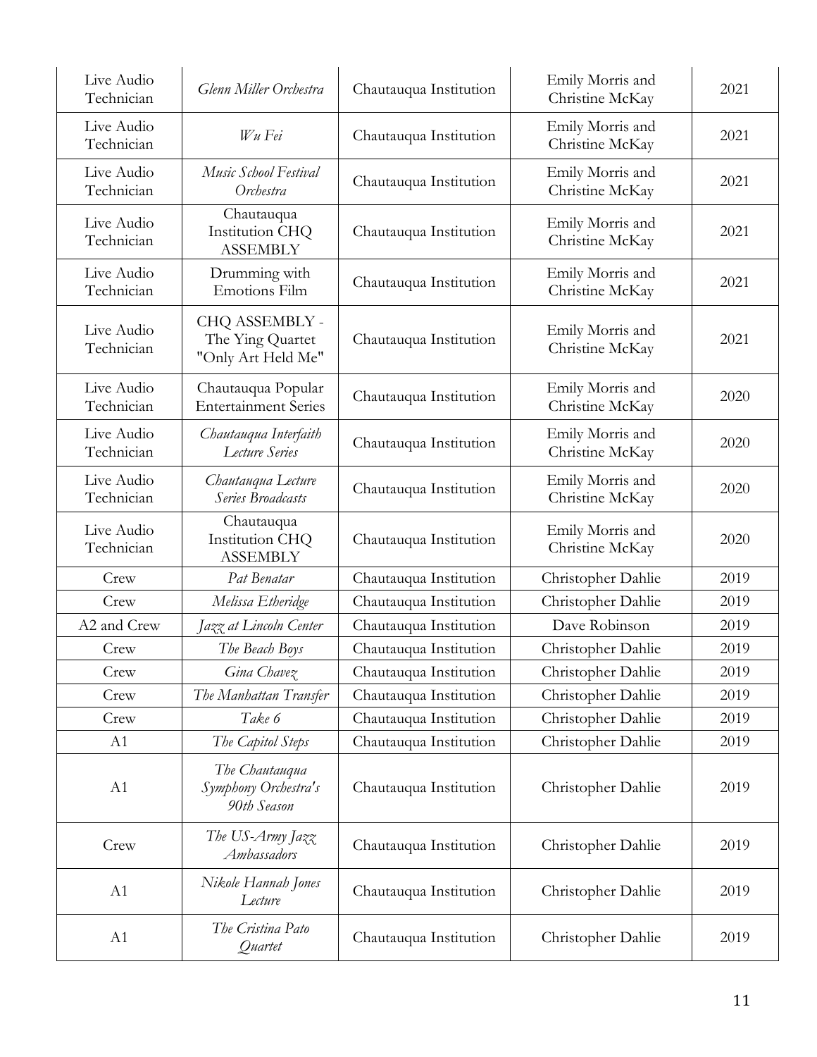| Live Audio Technician | *Glenn Miller Orchestra* | Chautauqua Institution | Emily Morris and Christine McKay | 2021 |
|---|---|---|---|---|
| Live Audio Technician | *Wu Fei* | Chautauqua Institution | Emily Morris and Christine McKay | 2021 |
| Live Audio Technician | *Music School Festival Orchestra* | Chautauqua Institution | Emily Morris and Christine McKay | 2021 |
| Live Audio Technician | Chautauqua Institution CHQ ASSEMBLY | Chautauqua Institution | Emily Morris and Christine McKay | 2021 |
| Live Audio Technician | Drumming with Emotions Film | Chautauqua Institution | Emily Morris and Christine McKay | 2021 |
| Live Audio Technician | CHQ ASSEMBLY - The Ying Quartet "Only Art Held Me" | Chautauqua Institution | Emily Morris and Christine McKay | 2021 |
| Live Audio Technician | Chautauqua Popular Entertainment Series | Chautauqua Institution | Emily Morris and Christine McKay | 2020 |
| Live Audio Technician | *Chautauqua Interfaith Lecture Series* | Chautauqua Institution | Emily Morris and Christine McKay | 2020 |
| Live Audio Technician | *Chautauqua Lecture Series Broadcasts* | Chautauqua Institution | Emily Morris and Christine McKay | 2020 |
| Live Audio Technician | Chautauqua Institution CHQ ASSEMBLY | Chautauqua Institution | Emily Morris and Christine McKay | 2020 |
| Crew | *Pat Benatar* | Chautauqua Institution | Christopher Dahlie | 2019 |
| Crew | *Melissa Etheridge* | Chautauqua Institution | Christopher Dahlie | 2019 |
| A2 and Crew | *Jazz at Lincoln Center* | Chautauqua Institution | Dave Robinson | 2019 |
| Crew | *The Beach Boys* | Chautauqua Institution | Christopher Dahlie | 2019 |
| Crew | *Gina Chavez* | Chautauqua Institution | Christopher Dahlie | 2019 |
| Crew | *The Manhattan Transfer* | Chautauqua Institution | Christopher Dahlie | 2019 |
| Crew | *Take 6* | Chautauqua Institution | Christopher Dahlie | 2019 |
| A1 | *The Capitol Steps* | Chautauqua Institution | Christopher Dahlie | 2019 |
| A1 | *The Chautauqua Symphony Orchestra's 90th Season* | Chautauqua Institution | Christopher Dahlie | 2019 |
| Crew | *The US-Army Jazz Ambassadors* | Chautauqua Institution | Christopher Dahlie | 2019 |
| A1 | *Nikole Hannah Jones Lecture* | Chautauqua Institution | Christopher Dahlie | 2019 |
| A1 | *The Cristina Pato Quartet* | Chautauqua Institution | Christopher Dahlie | 2019 |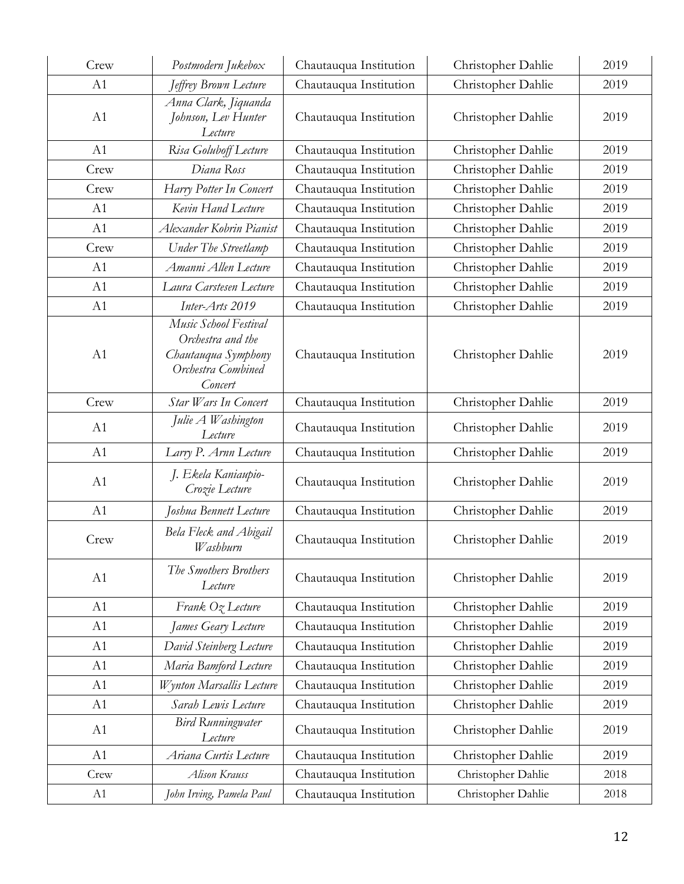| Crew | *Postmodern Jukebox* | Chautauqua Institution | Christopher Dahlie | 2019 |
|---|---|---|---|---|
| A1 | *Jeffrey Brown Lecture* | Chautauqua Institution | Christopher Dahlie | 2019 |
| A1 | *Anna Clark, Jiquanda Johnson, Lev Hunter Lecture* | Chautauqua Institution | Christopher Dahlie | 2019 |
| A1 | *Risa Goluboff Lecture* | Chautauqua Institution | Christopher Dahlie | 2019 |
| Crew | *Diana Ross* | Chautauqua Institution | Christopher Dahlie | 2019 |
| Crew | *Harry Potter In Concert* | Chautauqua Institution | Christopher Dahlie | 2019 |
| A1 | *Kevin Hand Lecture* | Chautauqua Institution | Christopher Dahlie | 2019 |
| A1 | *Alexander Kobrin Pianist* | Chautauqua Institution | Christopher Dahlie | 2019 |
| Crew | *Under The Streetlamp* | Chautauqua Institution | Christopher Dahlie | 2019 |
| A1 | *Amanni Allen Lecture* | Chautauqua Institution | Christopher Dahlie | 2019 |
| A1 | *Laura Carstesen Lecture* | Chautauqua Institution | Christopher Dahlie | 2019 |
| A1 | *Inter-Arts 2019* | Chautauqua Institution | Christopher Dahlie | 2019 |
| A1 | *Music School Festival Orchestra and the Chautauqua Symphony Orchestra Combined Concert* | Chautauqua Institution | Christopher Dahlie | 2019 |
| Crew | *Star Wars In Concert* | Chautauqua Institution | Christopher Dahlie | 2019 |
| A1 | *Julie A Washington Lecture* | Chautauqua Institution | Christopher Dahlie | 2019 |
| A1 | *Larry P. Arnn Lecture* | Chautauqua Institution | Christopher Dahlie | 2019 |
| A1 | *J. Ekela Kaniaupio-Crozie Lecture* | Chautauqua Institution | Christopher Dahlie | 2019 |
| A1 | *Joshua Bennett Lecture* | Chautauqua Institution | Christopher Dahlie | 2019 |
| Crew | *Bela Fleck and Abigail Washburn* | Chautauqua Institution | Christopher Dahlie | 2019 |
| A1 | *The Smothers Brothers Lecture* | Chautauqua Institution | Christopher Dahlie | 2019 |
| A1 | *Frank Oz Lecture* | Chautauqua Institution | Christopher Dahlie | 2019 |
| A1 | *James Geary Lecture* | Chautauqua Institution | Christopher Dahlie | 2019 |
| A1 | *David Steinberg Lecture* | Chautauqua Institution | Christopher Dahlie | 2019 |
| A1 | *Maria Bamford Lecture* | Chautauqua Institution | Christopher Dahlie | 2019 |
| A1 | *Wynton Marsallis Lecture* | Chautauqua Institution | Christopher Dahlie | 2019 |
| A1 | *Sarah Lewis Lecture* | Chautauqua Institution | Christopher Dahlie | 2019 |
| A1 | *Bird Runningwater Lecture* | Chautauqua Institution | Christopher Dahlie | 2019 |
| A1 | *Ariana Curtis Lecture* | Chautauqua Institution | Christopher Dahlie | 2019 |
| Crew | *Alison Krauss* | Chautauqua Institution | Christopher Dahlie | 2018 |
| A1 | *John Irving, Pamela Paul* | Chautauqua Institution | Christopher Dahlie | 2018 |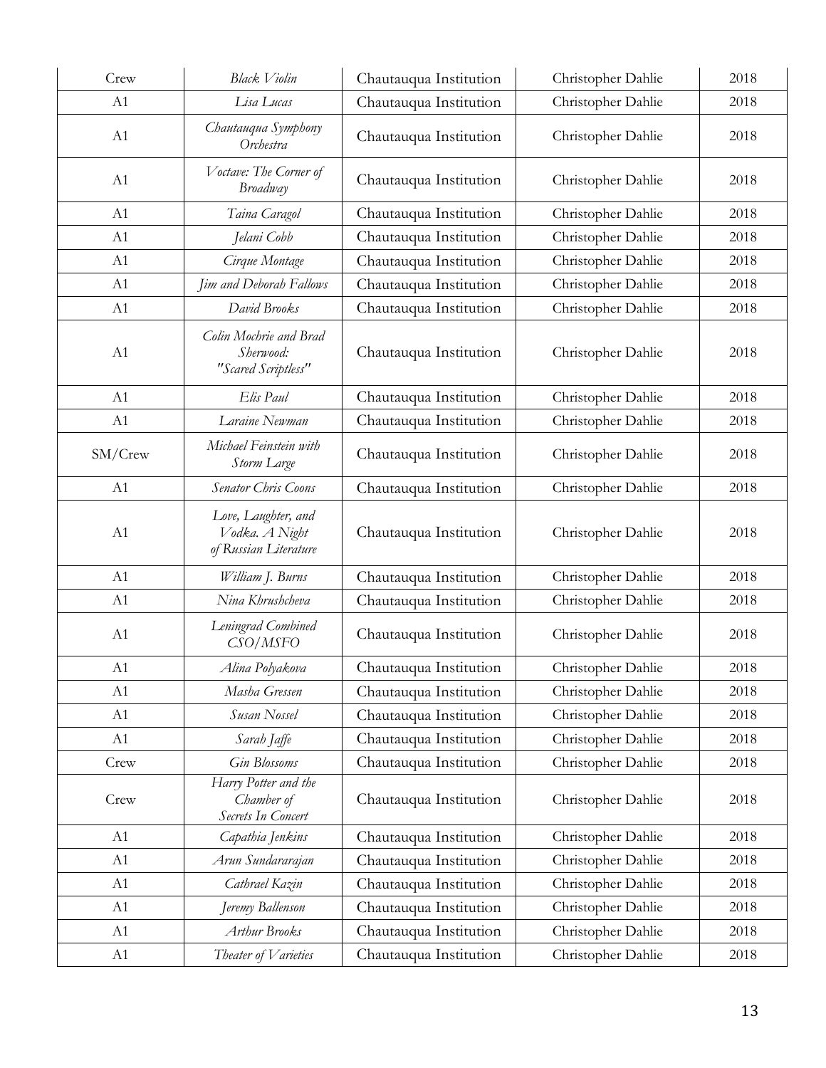| Crew | *Black Violin* | Chautauqua Institution | Christopher Dahlie | 2018 |
|---|---|---|---|---|
| A1 | *Lisa Lucas* | Chautauqua Institution | Christopher Dahlie | 2018 |
| A1 | *Chautauqua Symphony Orchestra* | Chautauqua Institution | Christopher Dahlie | 2018 |
| A1 | *Voctave: The Corner of Broadway* | Chautauqua Institution | Christopher Dahlie | 2018 |
| A1 | *Taina Caragol* | Chautauqua Institution | Christopher Dahlie | 2018 |
| A1 | *Jelani Cobb* | Chautauqua Institution | Christopher Dahlie | 2018 |
| A1 | *Cirque Montage* | Chautauqua Institution | Christopher Dahlie | 2018 |
| A1 | *Jim and Deborah Fallows* | Chautauqua Institution | Christopher Dahlie | 2018 |
| A1 | *David Brooks* | Chautauqua Institution | Christopher Dahlie | 2018 |
| A1 | *Colin Mochrie and Brad Sherwood: "Scared Scriptless"* | Chautauqua Institution | Christopher Dahlie | 2018 |
| A1 | *Elis Paul* | Chautauqua Institution | Christopher Dahlie | 2018 |
| A1 | *Laraine Newman* | Chautauqua Institution | Christopher Dahlie | 2018 |
| SM/Crew | *Michael Feinstein with Storm Large* | Chautauqua Institution | Christopher Dahlie | 2018 |
| A1 | *Senator Chris Coons* | Chautauqua Institution | Christopher Dahlie | 2018 |
| A1 | *Love, Laughter, and Vodka. A Night of Russian Literature* | Chautauqua Institution | Christopher Dahlie | 2018 |
| A1 | *William J. Burns* | Chautauqua Institution | Christopher Dahlie | 2018 |
| A1 | *Nina Khrushcheva* | Chautauqua Institution | Christopher Dahlie | 2018 |
| A1 | *Leningrad Combined CSO/MSFO* | Chautauqua Institution | Christopher Dahlie | 2018 |
| A1 | *Alina Polyakova* | Chautauqua Institution | Christopher Dahlie | 2018 |
| A1 | *Masha Gressen* | Chautauqua Institution | Christopher Dahlie | 2018 |
| A1 | *Susan Nossel* | Chautauqua Institution | Christopher Dahlie | 2018 |
| A1 | *Sarah Jaffe* | Chautauqua Institution | Christopher Dahlie | 2018 |
| Crew | *Gin Blossoms* | Chautauqua Institution | Christopher Dahlie | 2018 |
| Crew | *Harry Potter and the Chamber of Secrets In Concert* | Chautauqua Institution | Christopher Dahlie | 2018 |
| A1 | *Capathia Jenkins* | Chautauqua Institution | Christopher Dahlie | 2018 |
| A1 | *Arun Sundararajan* | Chautauqua Institution | Christopher Dahlie | 2018 |
| A1 | *Cathrael Kazin* | Chautauqua Institution | Christopher Dahlie | 2018 |
| A1 | *Jeremy Ballenson* | Chautauqua Institution | Christopher Dahlie | 2018 |
| A1 | *Arthur Brooks* | Chautauqua Institution | Christopher Dahlie | 2018 |
| A1 | *Theater of Varieties* | Chautauqua Institution | Christopher Dahlie | 2018 |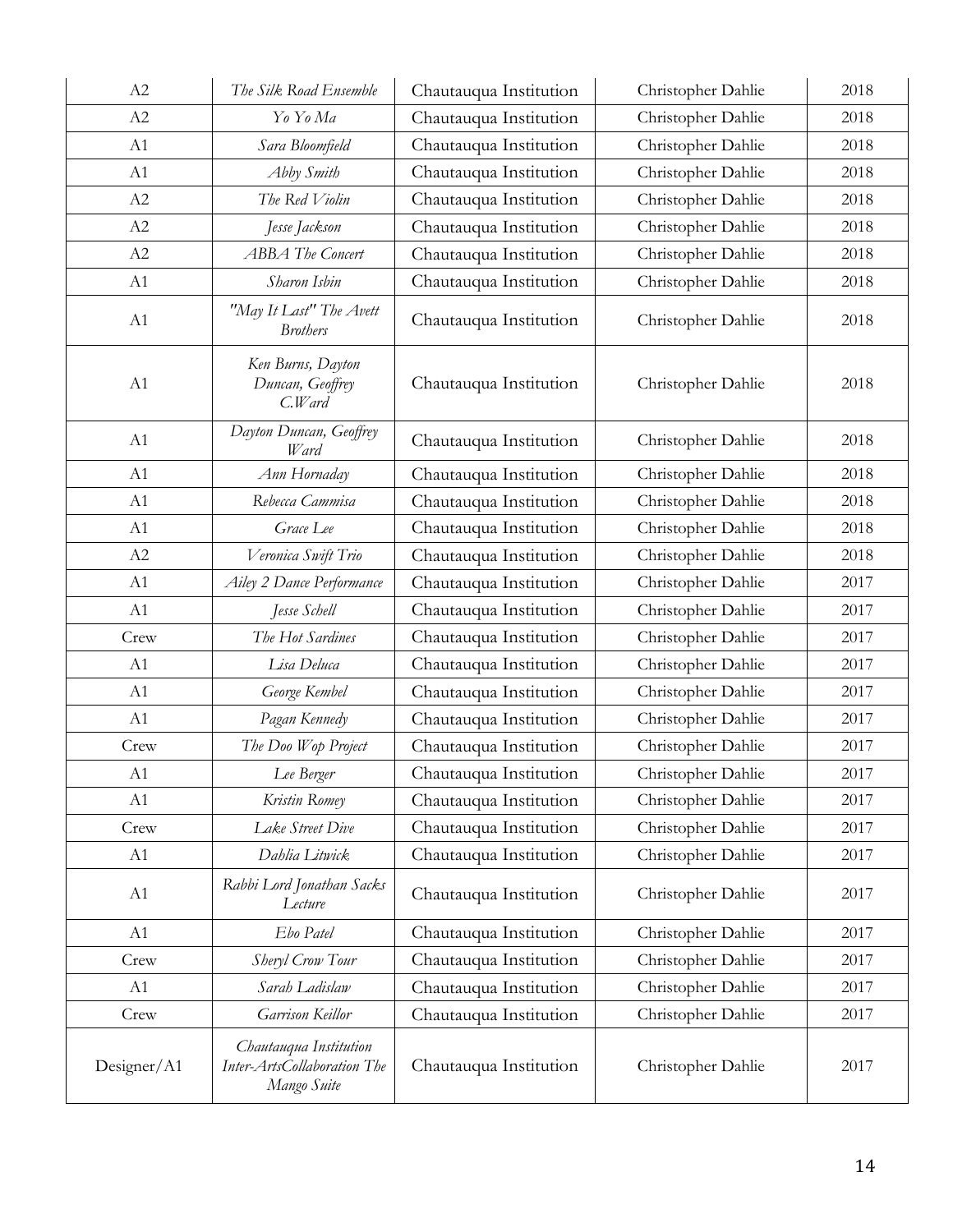| A2 | *The Silk Road Ensemble* | Chautauqua Institution | Christopher Dahlie | 2018 |
|---|---|---|---|---|
| A2 | *Yo Yo Ma* | Chautauqua Institution | Christopher Dahlie | 2018 |
| A1 | *Sara Bloomfield* | Chautauqua Institution | Christopher Dahlie | 2018 |
| A1 | *Abby Smith* | Chautauqua Institution | Christopher Dahlie | 2018 |
| A2 | *The Red Violin* | Chautauqua Institution | Christopher Dahlie | 2018 |
| A2 | *Jesse Jackson* | Chautauqua Institution | Christopher Dahlie | 2018 |
| A2 | *ABBA The Concert* | Chautauqua Institution | Christopher Dahlie | 2018 |
| A1 | *Sharon Isbin* | Chautauqua Institution | Christopher Dahlie | 2018 |
| A1 | *"May It Last" The Avett Brothers* | Chautauqua Institution | Christopher Dahlie | 2018 |
| A1 | *Ken Burns, Dayton Duncan, Geoffrey C.Ward* | Chautauqua Institution | Christopher Dahlie | 2018 |
| A1 | *Dayton Duncan, Geoffrey Ward* | Chautauqua Institution | Christopher Dahlie | 2018 |
| A1 | *Ann Hornaday* | Chautauqua Institution | Christopher Dahlie | 2018 |
| A1 | *Rebecca Cammisa* | Chautauqua Institution | Christopher Dahlie | 2018 |
| A1 | *Grace Lee* | Chautauqua Institution | Christopher Dahlie | 2018 |
| A2 | *Veronica Swift Trio* | Chautauqua Institution | Christopher Dahlie | 2018 |
| A1 | *Ailey 2 Dance Performance* | Chautauqua Institution | Christopher Dahlie | 2017 |
| A1 | *Jesse Schell* | Chautauqua Institution | Christopher Dahlie | 2017 |
| Crew | *The Hot Sardines* | Chautauqua Institution | Christopher Dahlie | 2017 |
| A1 | *Lisa Deluca* | Chautauqua Institution | Christopher Dahlie | 2017 |
| A1 | *George Kembel* | Chautauqua Institution | Christopher Dahlie | 2017 |
| A1 | *Pagan Kennedy* | Chautauqua Institution | Christopher Dahlie | 2017 |
| Crew | *The Doo Wop Project* | Chautauqua Institution | Christopher Dahlie | 2017 |
| A1 | *Lee Berger* | Chautauqua Institution | Christopher Dahlie | 2017 |
| A1 | *Kristin Romey* | Chautauqua Institution | Christopher Dahlie | 2017 |
| Crew | *Lake Street Dive* | Chautauqua Institution | Christopher Dahlie | 2017 |
| A1 | *Dahlia Litwick* | Chautauqua Institution | Christopher Dahlie | 2017 |
| A1 | *Rabbi Lord Jonathan Sacks Lecture* | Chautauqua Institution | Christopher Dahlie | 2017 |
| A1 | *Ebo Patel* | Chautauqua Institution | Christopher Dahlie | 2017 |
| Crew | *Sheryl Crow Tour* | Chautauqua Institution | Christopher Dahlie | 2017 |
| A1 | *Sarah Ladislaw* | Chautauqua Institution | Christopher Dahlie | 2017 |
| Crew | *Garrison Keillor* | Chautauqua Institution | Christopher Dahlie | 2017 |
| Designer/A1 | *Chautauqua Institution Inter-ArtsCollaboration The Mango Suite* | Chautauqua Institution | Christopher Dahlie | 2017 |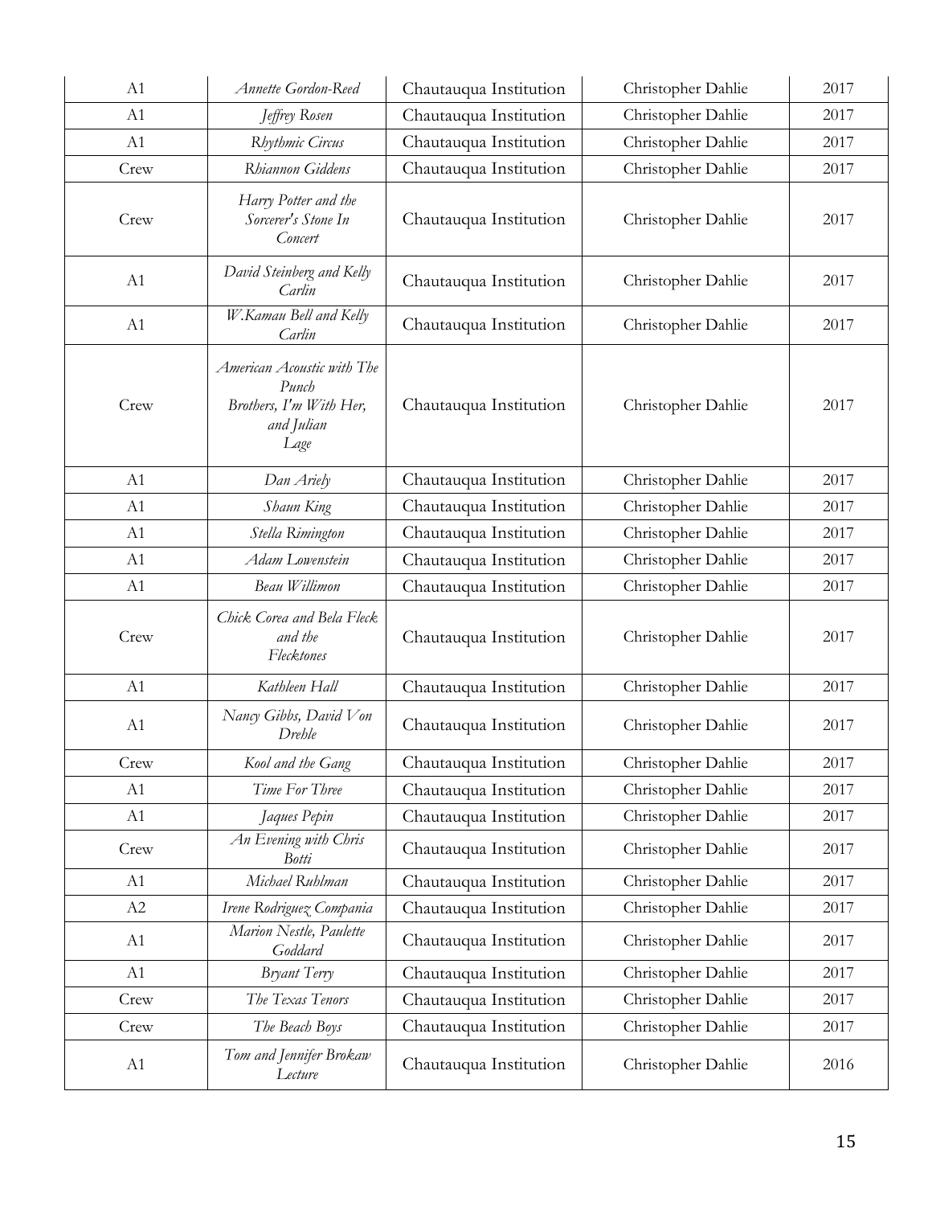| A1 | *Annette Gordon-Reed* | Chautauqua Institution | Christopher Dahlie | 2017 |
|---|---|---|---|---|
| A1 | *Jeffrey Rosen* | Chautauqua Institution | Christopher Dahlie | 2017 |
| A1 | *Rhythmic Circus* | Chautauqua Institution | Christopher Dahlie | 2017 |
| Crew | *Rhiannon Giddens* | Chautauqua Institution | Christopher Dahlie | 2017 |
| Crew | *Harry Potter and the Sorcerer's Stone In Concert* | Chautauqua Institution | Christopher Dahlie | 2017 |
| A1 | *David Steinberg and Kelly Carlin* | Chautauqua Institution | Christopher Dahlie | 2017 |
| A1 | *W.Kamau Bell and Kelly Carlin* | Chautauqua Institution | Christopher Dahlie | 2017 |
| Crew | *American Acoustic with The Punch Brothers, I'm With Her, and Julian Lage* | Chautauqua Institution | Christopher Dahlie | 2017 |
| A1 | *Dan Ariely* | Chautauqua Institution | Christopher Dahlie | 2017 |
| A1 | *Shaun King* | Chautauqua Institution | Christopher Dahlie | 2017 |
| A1 | *Stella Rimington* | Chautauqua Institution | Christopher Dahlie | 2017 |
| A1 | *Adam Lowenstein* | Chautauqua Institution | Christopher Dahlie | 2017 |
| A1 | *Beau Willimon* | Chautauqua Institution | Christopher Dahlie | 2017 |
| Crew | *Chick Corea and Bela Fleck and the Flecktones* | Chautauqua Institution | Christopher Dahlie | 2017 |
| A1 | *Kathleen Hall* | Chautauqua Institution | Christopher Dahlie | 2017 |
| A1 | *Nancy Gibbs, David Von Drehle* | Chautauqua Institution | Christopher Dahlie | 2017 |
| Crew | *Kool and the Gang* | Chautauqua Institution | Christopher Dahlie | 2017 |
| A1 | *Time For Three* | Chautauqua Institution | Christopher Dahlie | 2017 |
| A1 | *Jaques Pepin* | Chautauqua Institution | Christopher Dahlie | 2017 |
| Crew | *An Evening with Chris Botti* | Chautauqua Institution | Christopher Dahlie | 2017 |
| A1 | *Michael Ruhlman* | Chautauqua Institution | Christopher Dahlie | 2017 |
| A2 | *Irene Rodriguez Compania* | Chautauqua Institution | Christopher Dahlie | 2017 |
| A1 | *Marion Nestle, Paulette Goddard* | Chautauqua Institution | Christopher Dahlie | 2017 |
| A1 | *Bryant Terry* | Chautauqua Institution | Christopher Dahlie | 2017 |
| Crew | *The Texas Tenors* | Chautauqua Institution | Christopher Dahlie | 2017 |
| Crew | *The Beach Boys* | Chautauqua Institution | Christopher Dahlie | 2017 |
| A1 | *Tom and Jennifer Brokaw Lecture* | Chautauqua Institution | Christopher Dahlie | 2016 |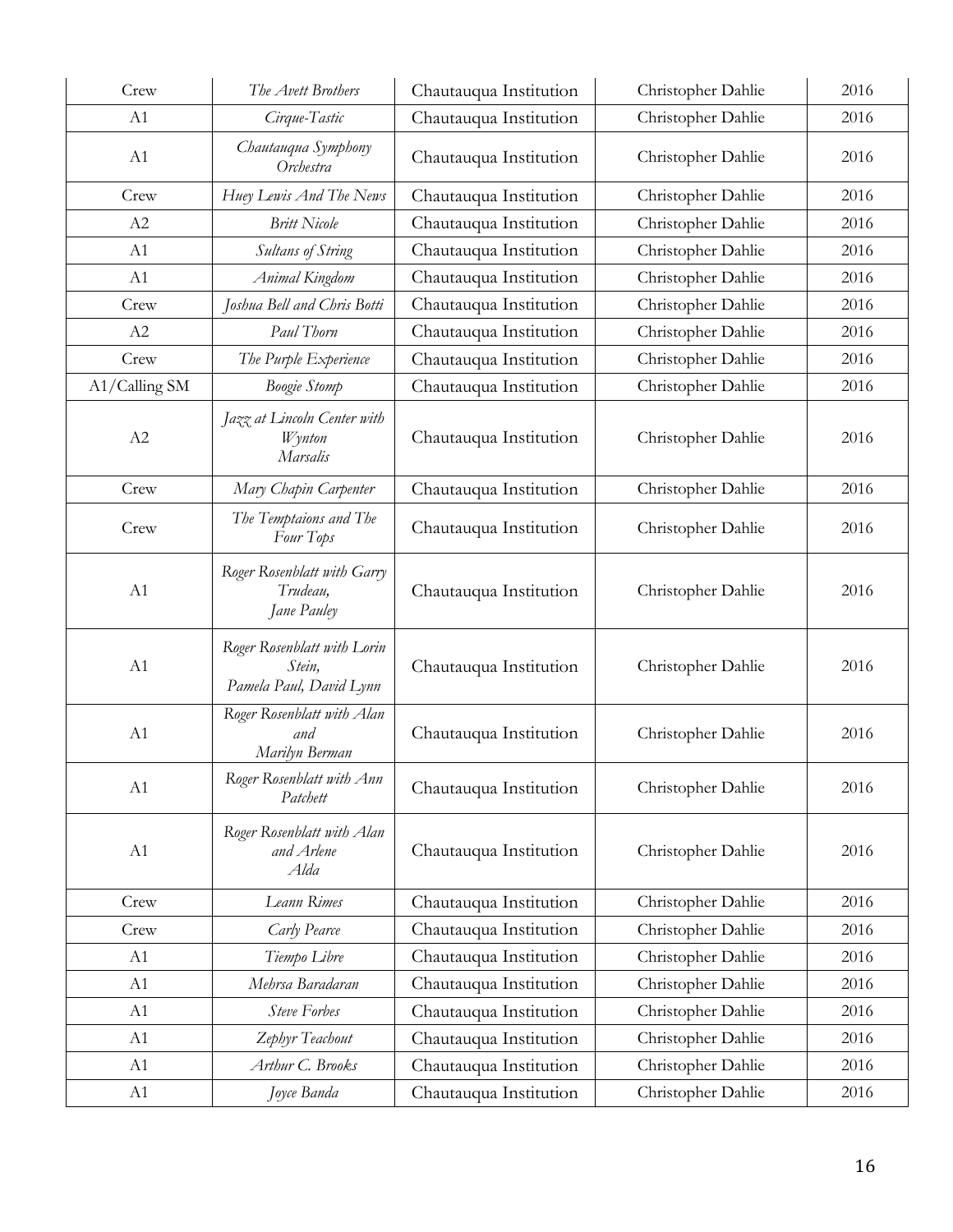| Crew | *The Avett Brothers* | Chautauqua Institution | Christopher Dahlie | 2016 |
|---|---|---|---|---|
| A1 | *Cirque-Tastic* | Chautauqua Institution | Christopher Dahlie | 2016 |
| A1 | *Chautauqua Symphony Orchestra* | Chautauqua Institution | Christopher Dahlie | 2016 |
| Crew | *Huey Lewis And The News* | Chautauqua Institution | Christopher Dahlie | 2016 |
| A2 | *Britt Nicole* | Chautauqua Institution | Christopher Dahlie | 2016 |
| A1 | *Sultans of String* | Chautauqua Institution | Christopher Dahlie | 2016 |
| A1 | *Animal Kingdom* | Chautauqua Institution | Christopher Dahlie | 2016 |
| Crew | *Joshua Bell and Chris Botti* | Chautauqua Institution | Christopher Dahlie | 2016 |
| A2 | *Paul Thorn* | Chautauqua Institution | Christopher Dahlie | 2016 |
| Crew | *The Purple Experience* | Chautauqua Institution | Christopher Dahlie | 2016 |
| A1/Calling SM | *Boogie Stomp* | Chautauqua Institution | Christopher Dahlie | 2016 |
| A2 | *Jazz at Lincoln Center with Wynton Marsalis* | Chautauqua Institution | Christopher Dahlie | 2016 |
| Crew | *Mary Chapin Carpenter* | Chautauqua Institution | Christopher Dahlie | 2016 |
| Crew | *The Temptaions and The Four Tops* | Chautauqua Institution | Christopher Dahlie | 2016 |
| A1 | *Roger Rosenblatt with Garry Trudeau, Jane Pauley* | Chautauqua Institution | Christopher Dahlie | 2016 |
| A1 | *Roger Rosenblatt with Lorin Stein, Pamela Paul, David Lynn* | Chautauqua Institution | Christopher Dahlie | 2016 |
| A1 | *Roger Rosenblatt with Alan and Marilyn Berman* | Chautauqua Institution | Christopher Dahlie | 2016 |
| A1 | *Roger Rosenblatt with Ann Patchett* | Chautauqua Institution | Christopher Dahlie | 2016 |
| A1 | *Roger Rosenblatt with Alan and Arlene Alda* | Chautauqua Institution | Christopher Dahlie | 2016 |
| Crew | *Leann Rimes* | Chautauqua Institution | Christopher Dahlie | 2016 |
| Crew | *Carly Pearce* | Chautauqua Institution | Christopher Dahlie | 2016 |
| A1 | *Tiempo Libre* | Chautauqua Institution | Christopher Dahlie | 2016 |
| A1 | *Mehrsa Baradaran* | Chautauqua Institution | Christopher Dahlie | 2016 |
| A1 | *Steve Forbes* | Chautauqua Institution | Christopher Dahlie | 2016 |
| A1 | *Zephyr Teachout* | Chautauqua Institution | Christopher Dahlie | 2016 |
| A1 | *Arthur C. Brooks* | Chautauqua Institution | Christopher Dahlie | 2016 |
| A1 | *Joyce Banda* | Chautauqua Institution | Christopher Dahlie | 2016 |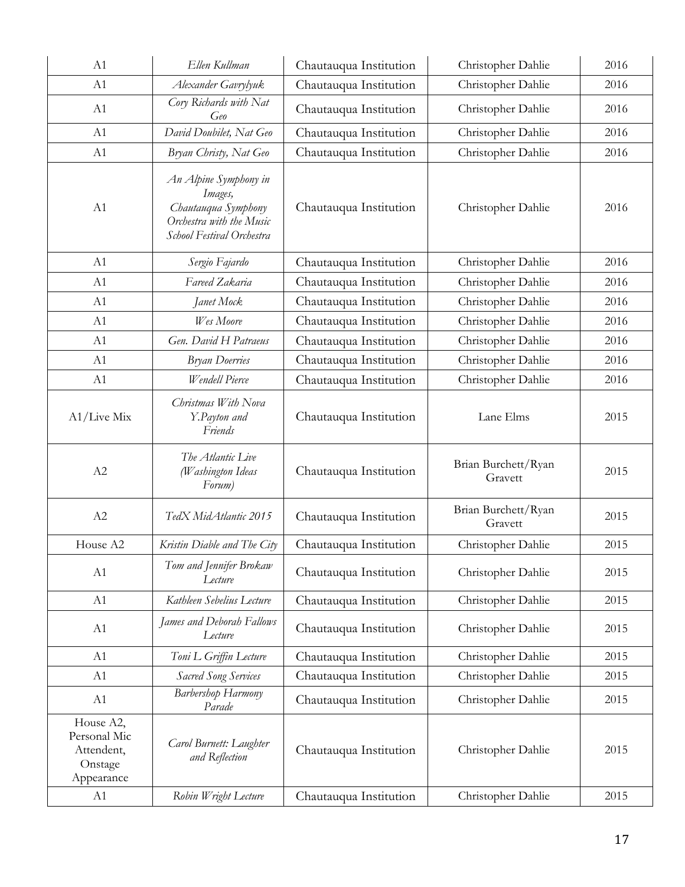| | | | | |
|---|---|---|---|---|
| A1 | *Ellen Kullman* | Chautauqua Institution | Christopher Dahlie | 2016 |
| A1 | *Alexander Gavrylyuk* | Chautauqua Institution | Christopher Dahlie | 2016 |
| A1 | *Cory Richards with Nat Geo* | Chautauqua Institution | Christopher Dahlie | 2016 |
| A1 | *David Doubilet, Nat Geo* | Chautauqua Institution | Christopher Dahlie | 2016 |
| A1 | *Bryan Christy, Nat Geo* | Chautauqua Institution | Christopher Dahlie | 2016 |
| A1 | *An Alpine Symphony in Images, Chautauqua Symphony Orchestra with the Music School Festival Orchestra* | Chautauqua Institution | Christopher Dahlie | 2016 |
| A1 | *Sergio Fajardo* | Chautauqua Institution | Christopher Dahlie | 2016 |
| A1 | *Fareed Zakaria* | Chautauqua Institution | Christopher Dahlie | 2016 |
| A1 | *Janet Mock* | Chautauqua Institution | Christopher Dahlie | 2016 |
| A1 | *Wes Moore* | Chautauqua Institution | Christopher Dahlie | 2016 |
| A1 | *Gen. David H Patraeus* | Chautauqua Institution | Christopher Dahlie | 2016 |
| A1 | *Bryan Doerries* | Chautauqua Institution | Christopher Dahlie | 2016 |
| A1 | *Wendell Pierce* | Chautauqua Institution | Christopher Dahlie | 2016 |
| A1/Live Mix | *Christmas With Nova Y.Payton and Friends* | Chautauqua Institution | Lane Elms | 2015 |
| A2 | *The Atlantic Live (Washington Ideas Forum)* | Chautauqua Institution | Brian Burchett/Ryan Gravett | 2015 |
| A2 | *TedX MidAtlantic 2015* | Chautauqua Institution | Brian Burchett/Ryan Gravett | 2015 |
| House A2 | *Kristin Diable and The City* | Chautauqua Institution | Christopher Dahlie | 2015 |
| A1 | *Tom and Jennifer Brokaw Lecture* | Chautauqua Institution | Christopher Dahlie | 2015 |
| A1 | *Kathleen Sebelius Lecture* | Chautauqua Institution | Christopher Dahlie | 2015 |
| A1 | *James and Deborah Fallows Lecture* | Chautauqua Institution | Christopher Dahlie | 2015 |
| A1 | *Toni L Griffin Lecture* | Chautauqua Institution | Christopher Dahlie | 2015 |
| A1 | *Sacred Song Services* | Chautauqua Institution | Christopher Dahlie | 2015 |
| A1 | *Barbershop Harmony Parade* | Chautauqua Institution | Christopher Dahlie | 2015 |
| House A2, Personal Mic Attendent, Onstage Appearance | *Carol Burnett: Laughter and Reflection* | Chautauqua Institution | Christopher Dahlie | 2015 |
| A1 | *Robin Wright Lecture* | Chautauqua Institution | Christopher Dahlie | 2015 |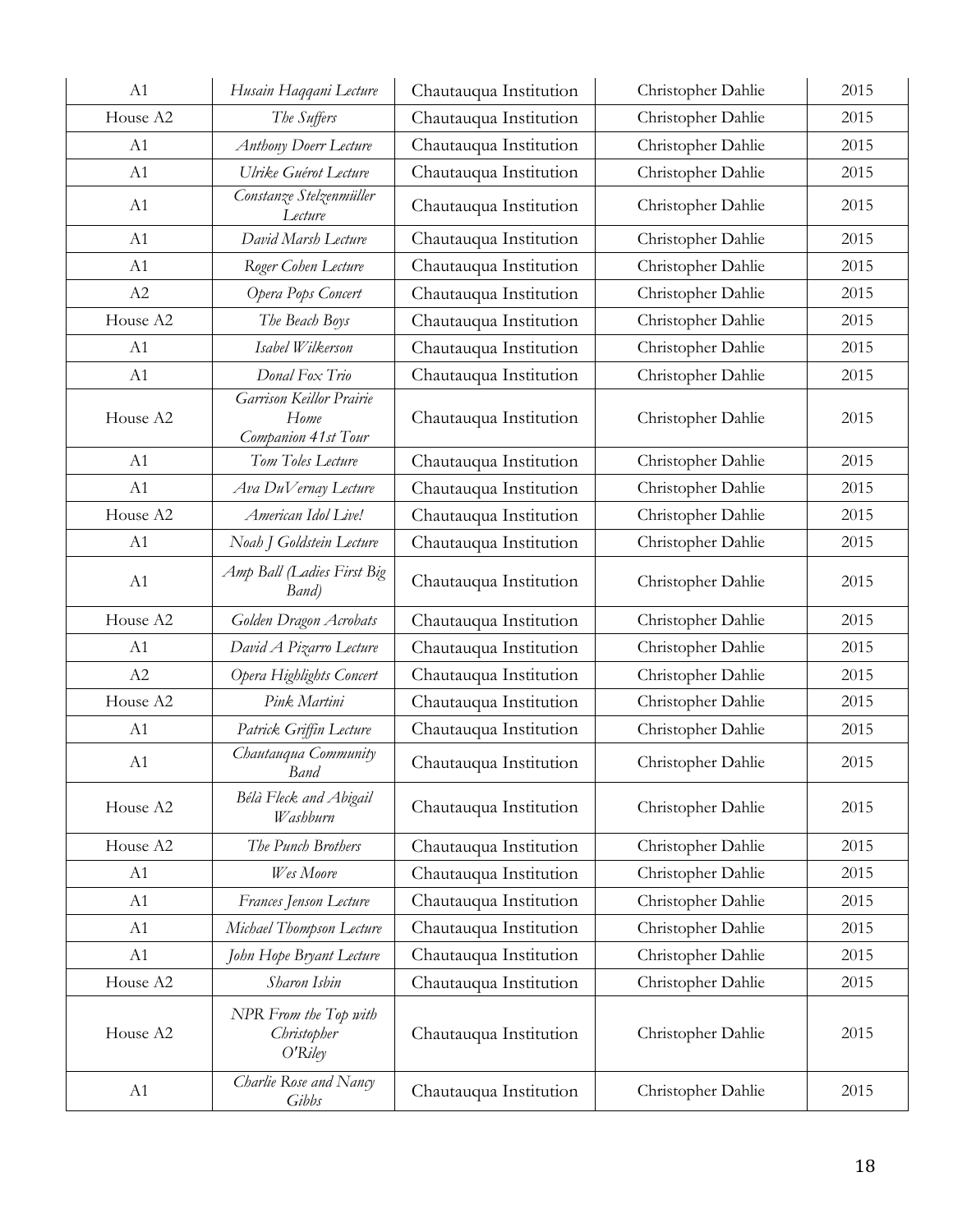| | | | | |
|---|---|---|---|---|
| A1 | *Husain Haqqani Lecture* | Chautauqua Institution | Christopher Dahlie | 2015 |
| House A2 | *The Suffers* | Chautauqua Institution | Christopher Dahlie | 2015 |
| A1 | *Anthony Doerr Lecture* | Chautauqua Institution | Christopher Dahlie | 2015 |
| A1 | *Ulrike Guérot Lecture* | Chautauqua Institution | Christopher Dahlie | 2015 |
| A1 | *Constanze Stelzenmüller Lecture* | Chautauqua Institution | Christopher Dahlie | 2015 |
| A1 | *David Marsh Lecture* | Chautauqua Institution | Christopher Dahlie | 2015 |
| A1 | *Roger Cohen Lecture* | Chautauqua Institution | Christopher Dahlie | 2015 |
| A2 | *Opera Pops Concert* | Chautauqua Institution | Christopher Dahlie | 2015 |
| House A2 | *The Beach Boys* | Chautauqua Institution | Christopher Dahlie | 2015 |
| A1 | *Isabel Wilkerson* | Chautauqua Institution | Christopher Dahlie | 2015 |
| A1 | *Donal Fox Trio* | Chautauqua Institution | Christopher Dahlie | 2015 |
| House A2 | *Garrison Keillor Prairie Home Companion 41st Tour* | Chautauqua Institution | Christopher Dahlie | 2015 |
| A1 | *Tom Toles Lecture* | Chautauqua Institution | Christopher Dahlie | 2015 |
| A1 | *Ava DuVernay Lecture* | Chautauqua Institution | Christopher Dahlie | 2015 |
| House A2 | *American Idol Live!* | Chautauqua Institution | Christopher Dahlie | 2015 |
| A1 | *Noah J Goldstein Lecture* | Chautauqua Institution | Christopher Dahlie | 2015 |
| A1 | *Amp Ball (Ladies First Big Band)* | Chautauqua Institution | Christopher Dahlie | 2015 |
| House A2 | *Golden Dragon Acrobats* | Chautauqua Institution | Christopher Dahlie | 2015 |
| A1 | *David A Pizarro Lecture* | Chautauqua Institution | Christopher Dahlie | 2015 |
| A2 | *Opera Highlights Concert* | Chautauqua Institution | Christopher Dahlie | 2015 |
| House A2 | *Pink Martini* | Chautauqua Institution | Christopher Dahlie | 2015 |
| A1 | *Patrick Griffin Lecture* | Chautauqua Institution | Christopher Dahlie | 2015 |
| A1 | *Chautauqua Community Band* | Chautauqua Institution | Christopher Dahlie | 2015 |
| House A2 | *Bélà Fleck and Abigail Washburn* | Chautauqua Institution | Christopher Dahlie | 2015 |
| House A2 | *The Punch Brothers* | Chautauqua Institution | Christopher Dahlie | 2015 |
| A1 | *Wes Moore* | Chautauqua Institution | Christopher Dahlie | 2015 |
| A1 | *Frances Jenson Lecture* | Chautauqua Institution | Christopher Dahlie | 2015 |
| A1 | *Michael Thompson Lecture* | Chautauqua Institution | Christopher Dahlie | 2015 |
| A1 | *John Hope Bryant Lecture* | Chautauqua Institution | Christopher Dahlie | 2015 |
| House A2 | *Sharon Isbin* | Chautauqua Institution | Christopher Dahlie | 2015 |
| House A2 | *NPR From the Top with Christopher O'Riley* | Chautauqua Institution | Christopher Dahlie | 2015 |
| A1 | *Charlie Rose and Nancy Gibbs* | Chautauqua Institution | Christopher Dahlie | 2015 |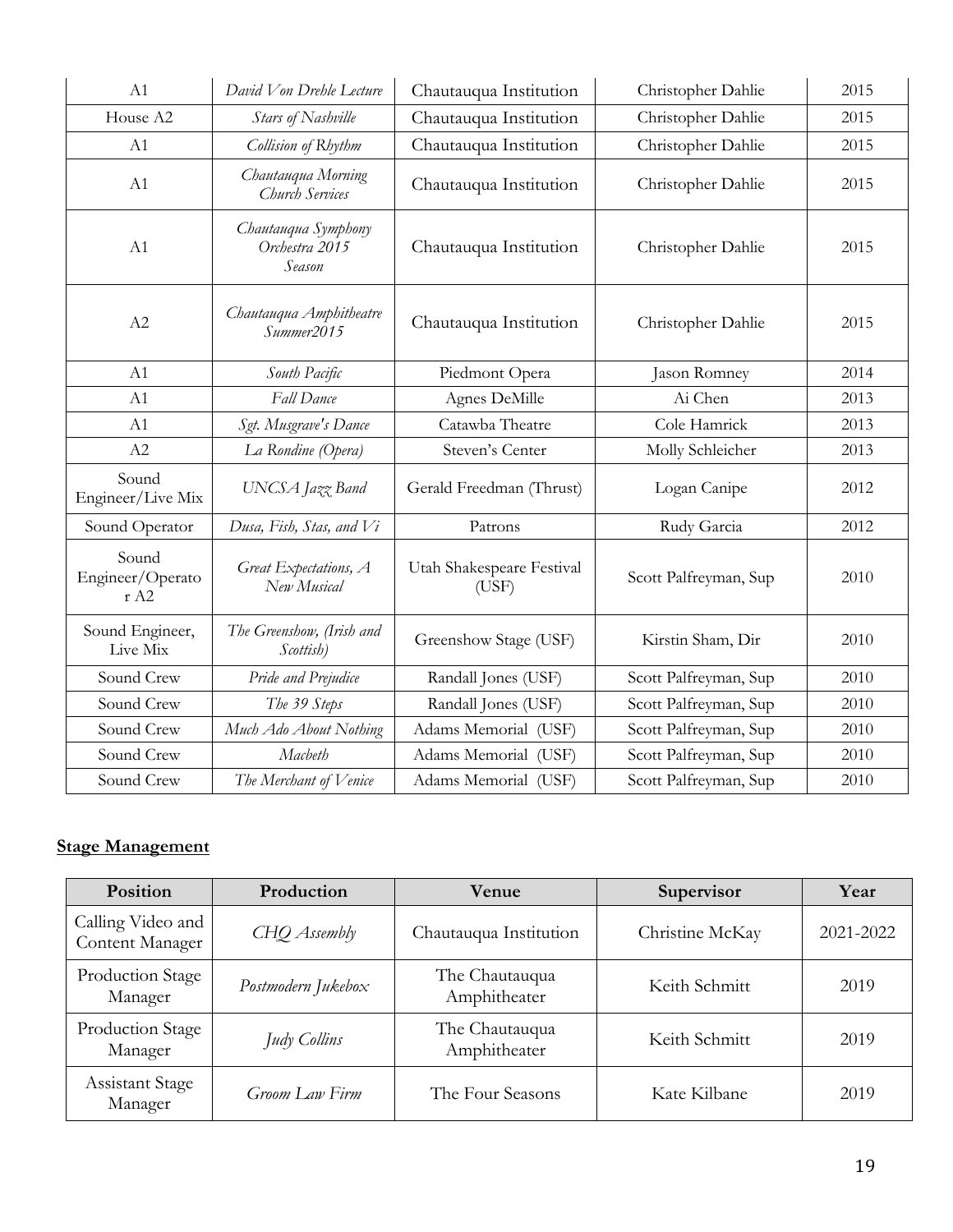| A1 | *David Von Dreble Lecture* | Chautauqua Institution | Christopher Dahlie | 2015 |
|---|---|---|---|---|
| House A2 | *Stars of Nashville* | Chautauqua Institution | Christopher Dahlie | 2015 |
| A1 | *Collision of Rhythm* | Chautauqua Institution | Christopher Dahlie | 2015 |
| A1 | *Chautauqua Morning Church Services* | Chautauqua Institution | Christopher Dahlie | 2015 |
| A1 | *Chautauqua Symphony Orchestra 2015 Season* | Chautauqua Institution | Christopher Dahlie | 2015 |
| A2 | *Chautauqua Amphitheatre Summer2015* | Chautauqua Institution | Christopher Dahlie | 2015 |
| A1 | *South Pacific* | Piedmont Opera | Jason Romney | 2014 |
| A1 | *Fall Dance* | Agnes DeMille | Ai Chen | 2013 |
| A1 | *Sgt. Musgrave's Dance* | Catawba Theatre | Cole Hamrick | 2013 |
| A2 | *La Rondine (Opera)* | Steven's Center | Molly Schleicher | 2013 |
| Sound Engineer/Live Mix | *UNCSA Jazz Band* | Gerald Freedman (Thrust) | Logan Canipe | 2012 |
| Sound Operator | *Dusa, Fish, Stas, and Vi* | Patrons | Rudy Garcia | 2012 |
| Sound Engineer/Operator A2 | *Great Expectations, A New Musical* | Utah Shakespeare Festival (USF) | Scott Palfreyman, Sup | 2010 |
| Sound Engineer, Live Mix | *The Greenshow, (Irish and Scottish)* | Greenshow Stage (USF) | Kirstin Sham, Dir | 2010 |
| Sound Crew | *Pride and Prejudice* | Randall Jones (USF) | Scott Palfreyman, Sup | 2010 |
| Sound Crew | *The 39 Steps* | Randall Jones (USF) | Scott Palfreyman, Sup | 2010 |
| Sound Crew | *Much Ado About Nothing* | Adams Memorial (USF) | Scott Palfreyman, Sup | 2010 |
| Sound Crew | *Macbeth* | Adams Memorial (USF) | Scott Palfreyman, Sup | 2010 |
| Sound Crew | *The Merchant of Venice* | Adams Memorial (USF) | Scott Palfreyman, Sup | 2010 |

**<u>Stage Management</u>**

| Position | Production | Venue | Supervisor | Year |
|---|---|---|---|---|
| Calling Video and Content Manager | *CHQ Assembly* | Chautauqua Institution | Christine McKay | 2021-2022 |
| Production Stage Manager | *Postmodern Jukebox* | The Chautauqua Amphitheater | Keith Schmitt | 2019 |
| Production Stage Manager | *Judy Collins* | The Chautauqua Amphitheater | Keith Schmitt | 2019 |
| Assistant Stage Manager | *Groom Law Firm* | The Four Seasons | Kate Kilbane | 2019 |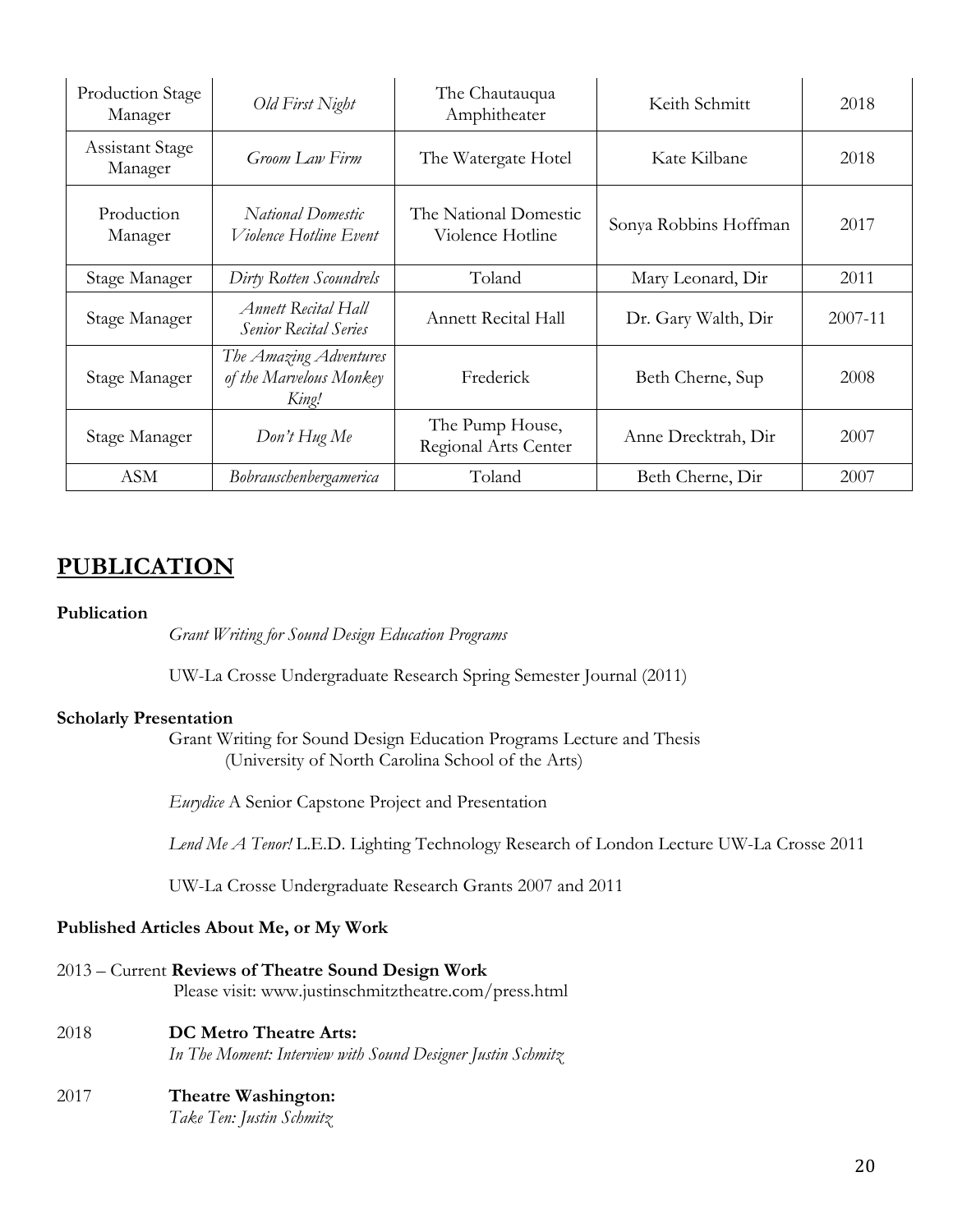| Production Stage Manager | *Old First Night* | The Chautauqua Amphitheater | Keith Schmitt | 2018 |
|---|---|---|---|---|
| Assistant Stage Manager | *Groom Law Firm* | The Watergate Hotel | Kate Kilbane | 2018 |
| Production Manager | *National Domestic Violence Hotline Event* | The National Domestic Violence Hotline | Sonya Robbins Hoffman | 2017 |
| Stage Manager | *Dirty Rotten Scoundrels* | Toland | Mary Leonard, Dir | 2011 |
| Stage Manager | *Annett Recital Hall Senior Recital Series* | Annett Recital Hall | Dr. Gary Walth, Dir | 2007-11 |
| Stage Manager | *The Amazing Adventures of the Marvelous Monkey King!* | Frederick | Beth Cherne, Sup | 2008 |
| Stage Manager | *Don't Hug Me* | The Pump House, Regional Arts Center | Anne Drecktrah, Dir | 2007 |
| ASM | *Bobrauschenbergamerica* | Toland | Beth Cherne, Dir | 2007 |

## PUBLICATION

**Publication**

*Grant Writing for Sound Design Education Programs*

UW-La Crosse Undergraduate Research Spring Semester Journal (2011)

**Scholarly Presentation**

Grant Writing for Sound Design Education Programs Lecture and Thesis
(University of North Carolina School of the Arts)

*Eurydice* A Senior Capstone Project and Presentation

*Lend Me A Tenor!* L.E.D. Lighting Technology Research of London Lecture UW-La Crosse 2011

UW-La Crosse Undergraduate Research Grants 2007 and 2011

**Published Articles About Me, or My Work**

2013 – Current **Reviews of Theatre Sound Design Work**
Please visit: www.justinschmitztheatre.com/press.html

2018 **DC Metro Theatre Arts:**
*In The Moment: Interview with Sound Designer Justin Schmitz*

2017 **Theatre Washington:**
*Take Ten: Justin Schmitz*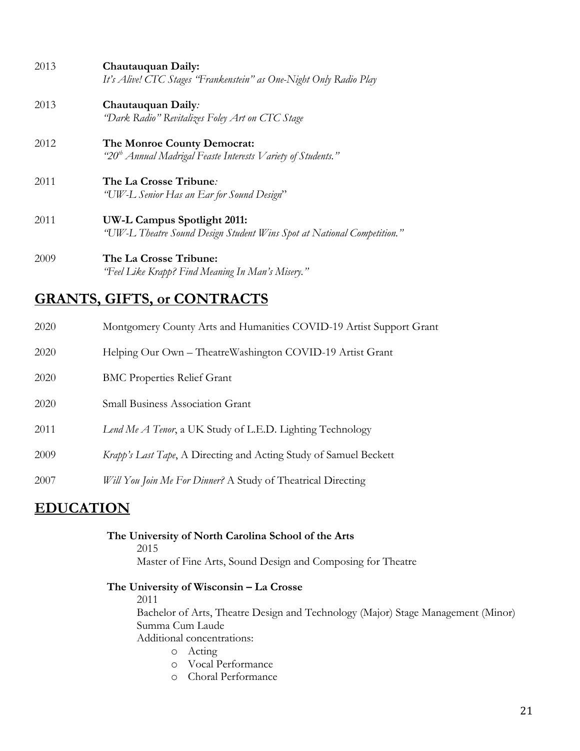2013 **Chautauquan Daily:**
*It's Alive! CTC Stages "Frankenstein" as One-Night Only Radio Play*

2013 **Chautauquan Daily***:*
*"Dark Radio" Revitalizes Foley Art on CTC Stage*

2012 **The Monroe County Democrat:**
*"20th Annual Madrigal Feaste Interests Variety of Students."*

2011 **The La Crosse Tribune***:*
*"UW-L Senior Has an Ear for Sound Design*"

2011 **UW-L Campus Spotlight 2011:**
*"UW-L Theatre Sound Design Student Wins Spot at National Competition."*

2009 **The La Crosse Tribune:**
*"Feel Like Krapp? Find Meaning In Man's Misery."*

## GRANTS, GIFTS, or CONTRACTS

2020 Montgomery County Arts and Humanities COVID-19 Artist Support Grant

2020 Helping Our Own – TheatreWashington COVID-19 Artist Grant

2020 BMC Properties Relief Grant

2020 Small Business Association Grant

2011 *Lend Me A Tenor*, a UK Study of L.E.D. Lighting Technology

2009 *Krapp's Last Tape*, A Directing and Acting Study of Samuel Beckett

2007 *Will You Join Me For Dinner?* A Study of Theatrical Directing

## EDUCATION

**The University of North Carolina School of the Arts**
2015
Master of Fine Arts, Sound Design and Composing for Theatre

**The University of Wisconsin – La Crosse**
2011
Bachelor of Arts, Theatre Design and Technology (Major) Stage Management (Minor)
Summa Cum Laude
Additional concentrations:

- Acting
- Vocal Performance
- Choral Performance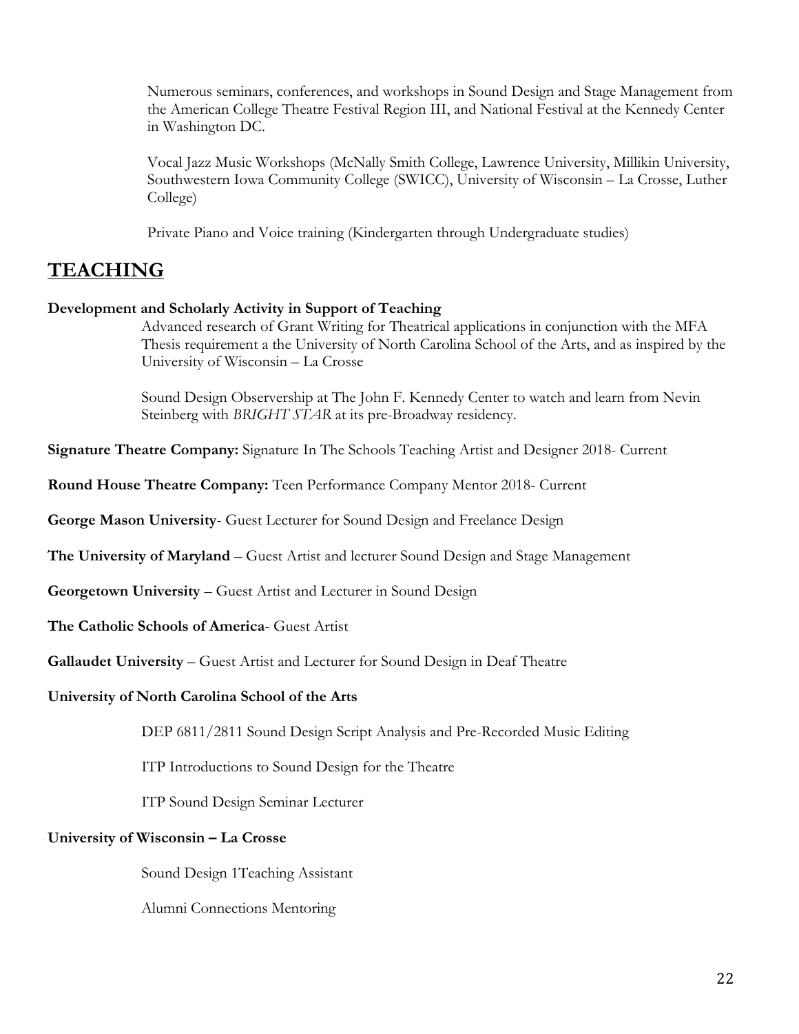Numerous seminars, conferences, and workshops in Sound Design and Stage Management from the American College Theatre Festival Region III, and National Festival at the Kennedy Center in Washington DC.

Vocal Jazz Music Workshops (McNally Smith College, Lawrence University, Millikin University, Southwestern Iowa Community College (SWICC), University of Wisconsin – La Crosse, Luther College)

Private Piano and Voice training (Kindergarten through Undergraduate studies)

# TEACHING

**Development and Scholarly Activity in Support of Teaching**

Advanced research of Grant Writing for Theatrical applications in conjunction with the MFA Thesis requirement a the University of North Carolina School of the Arts, and as inspired by the University of Wisconsin – La Crosse

Sound Design Observership at The John F. Kennedy Center to watch and learn from Nevin Steinberg with *BRIGHT STAR* at its pre-Broadway residency.

**Signature Theatre Company:** Signature In The Schools Teaching Artist and Designer 2018- Current

**Round House Theatre Company:** Teen Performance Company Mentor 2018- Current

**George Mason University**- Guest Lecturer for Sound Design and Freelance Design

**The University of Maryland** – Guest Artist and lecturer Sound Design and Stage Management

**Georgetown University** – Guest Artist and Lecturer in Sound Design

**The Catholic Schools of America**- Guest Artist

**Gallaudet University** – Guest Artist and Lecturer for Sound Design in Deaf Theatre

**University of North Carolina School of the Arts**

DEP 6811/2811 Sound Design Script Analysis and Pre-Recorded Music Editing

ITP Introductions to Sound Design for the Theatre

ITP Sound Design Seminar Lecturer

**University of Wisconsin – La Crosse**

Sound Design 1Teaching Assistant

Alumni Connections Mentoring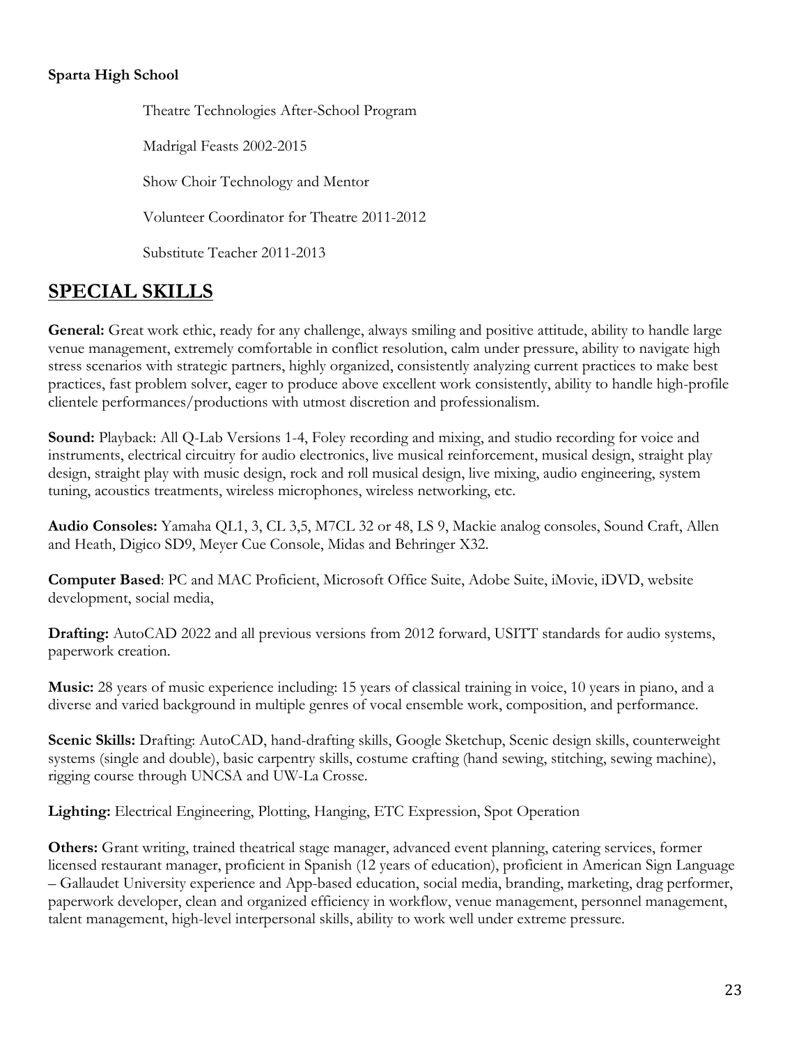**Sparta High School**

Theatre Technologies After-School Program

Madrigal Feasts 2002-2015

Show Choir Technology and Mentor

Volunteer Coordinator for Theatre 2011-2012

Substitute Teacher 2011-2013

## SPECIAL SKILLS

**General:** Great work ethic, ready for any challenge, always smiling and positive attitude, ability to handle large venue management, extremely comfortable in conflict resolution, calm under pressure, ability to navigate high stress scenarios with strategic partners, highly organized, consistently analyzing current practices to make best practices, fast problem solver, eager to produce above excellent work consistently, ability to handle high-profile clientele performances/productions with utmost discretion and professionalism.

**Sound:** Playback: All Q-Lab Versions 1-4, Foley recording and mixing, and studio recording for voice and instruments, electrical circuitry for audio electronics, live musical reinforcement, musical design, straight play design, straight play with music design, rock and roll musical design, live mixing, audio engineering, system tuning, acoustics treatments, wireless microphones, wireless networking, etc.

**Audio Consoles:** Yamaha QL1, 3, CL 3,5, M7CL 32 or 48, LS 9, Mackie analog consoles, Sound Craft, Allen and Heath, Digico SD9, Meyer Cue Console, Midas and Behringer X32.

**Computer Based**: PC and MAC Proficient, Microsoft Office Suite, Adobe Suite, iMovie, iDVD, website development, social media,

**Drafting:** AutoCAD 2022 and all previous versions from 2012 forward, USITT standards for audio systems, paperwork creation.

**Music:** 28 years of music experience including: 15 years of classical training in voice, 10 years in piano, and a diverse and varied background in multiple genres of vocal ensemble work, composition, and performance.

**Scenic Skills:** Drafting: AutoCAD, hand-drafting skills, Google Sketchup, Scenic design skills, counterweight systems (single and double), basic carpentry skills, costume crafting (hand sewing, stitching, sewing machine), rigging course through UNCSA and UW-La Crosse.

**Lighting:** Electrical Engineering, Plotting, Hanging, ETC Expression, Spot Operation

**Others:** Grant writing, trained theatrical stage manager, advanced event planning, catering services, former licensed restaurant manager, proficient in Spanish (12 years of education), proficient in American Sign Language – Gallaudet University experience and App-based education, social media, branding, marketing, drag performer, paperwork developer, clean and organized efficiency in workflow, venue management, personnel management, talent management, high-level interpersonal skills, ability to work well under extreme pressure.